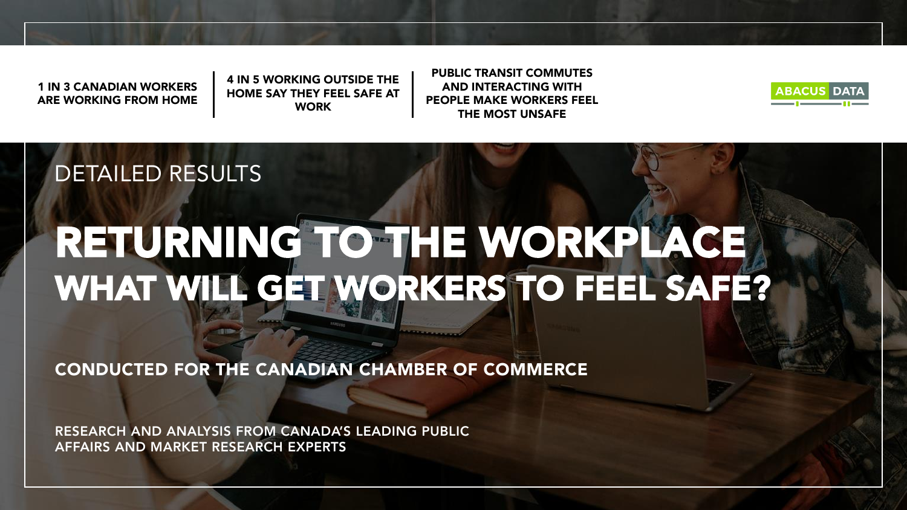1 IN 3 CANADIAN WORKERS ARE WORKING FROM HOME

4 IN 5 WORKING OUTSIDE THE HOME SAY THEY FEEL SAFE AT WORK

PUBLIC TRANSIT COMMUTES AND INTERACTING WITH PEOPLE MAKE WORKERS FEEL THE MOST UNSAFE

ABACUS DATA

DETAILED RESULTS

# RETURNING TO THE WORKPLACE

## WHAT WILL GET WORKERS TO FEEL SAFE?

**CONDUCTED FOR THE CANADIAN CHAMBER OF COMMERCE**

RESEARCH AND ANALYSIS FROM CANADA'S LEADING PUBLIC AFFAIRS AND MARKET RESEARCH EXPERTS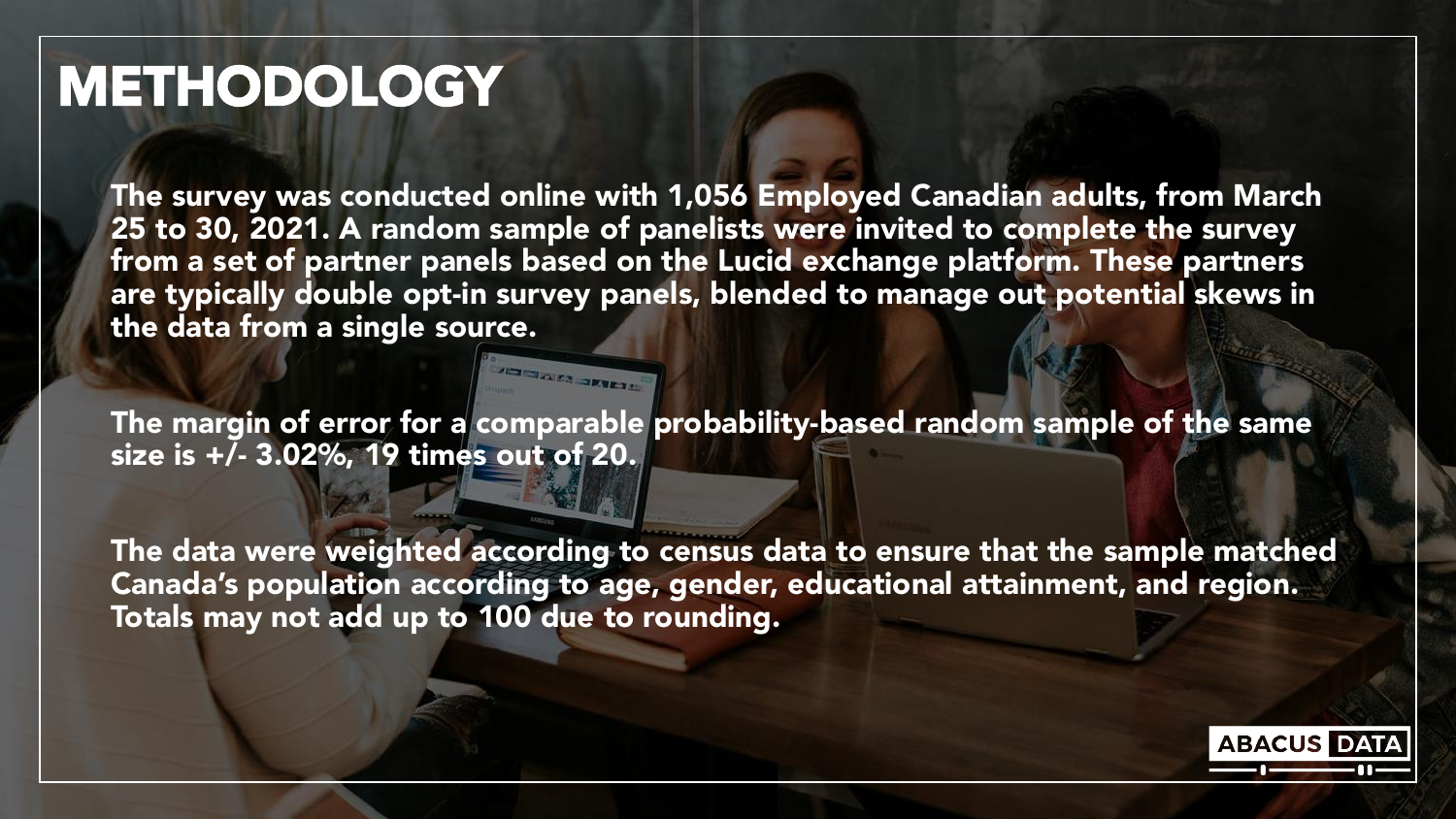# METHODOLOGY

The survey was conducted online with 1,056 Employed Canadian adults, from March 25 to 30, 2021. A random sample of panelists were invited to complete the survey from a set of partner panels based on the Lucid exchange platform. These partners are typically double opt-in survey panels, blended to manage out potential skews in the data from a single source.

The margin of error for a comparable probability-based random sample of the same size is +/- 3.02%, 19 times out of 20.

The data were weighted according to census data to ensure that the sample matched Canada's population according to age, gender, educational attainment, and region. Totals may not add up to 100 due to rounding.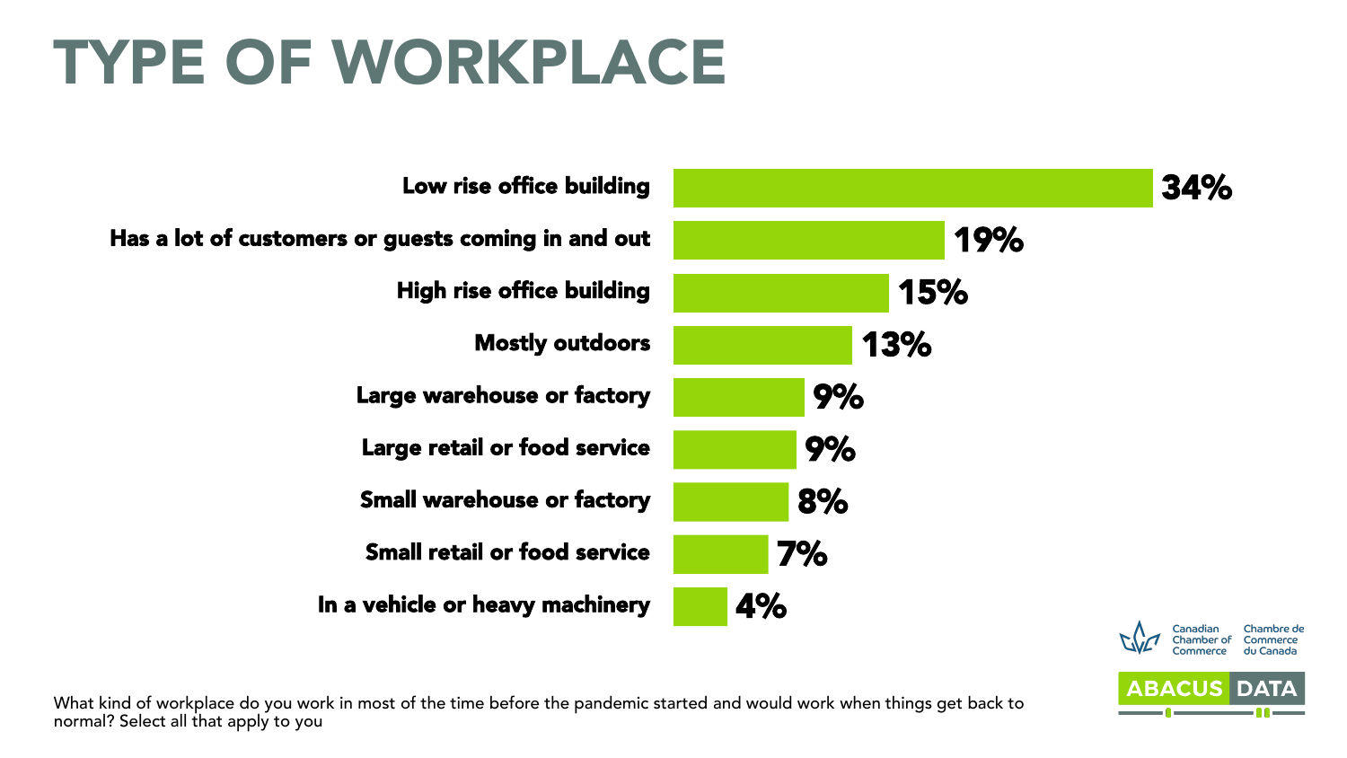# TYPE OF WORKPLACE

| Type of workplace | % |
| --- | --- |
| Low rise office building | 34% |
| Has a lot of customers or guests coming in and out | 19% |
| High rise office building | 15% |
| Mostly outdoors | 13% |
| Large warehouse or factory | 9% |
| Large retail or food service | 9% |
| Small warehouse or factory | 8% |
| Small retail or food service | 7% |
| In a vehicle or heavy machinery | 4% |

What kind of workplace do you work in most of the time before the pandemic started and would work when things get back to normal? Select all that apply to you

Canadian Chamber of Commerce | Chambre de Commerce du Canada

ABACUS DATA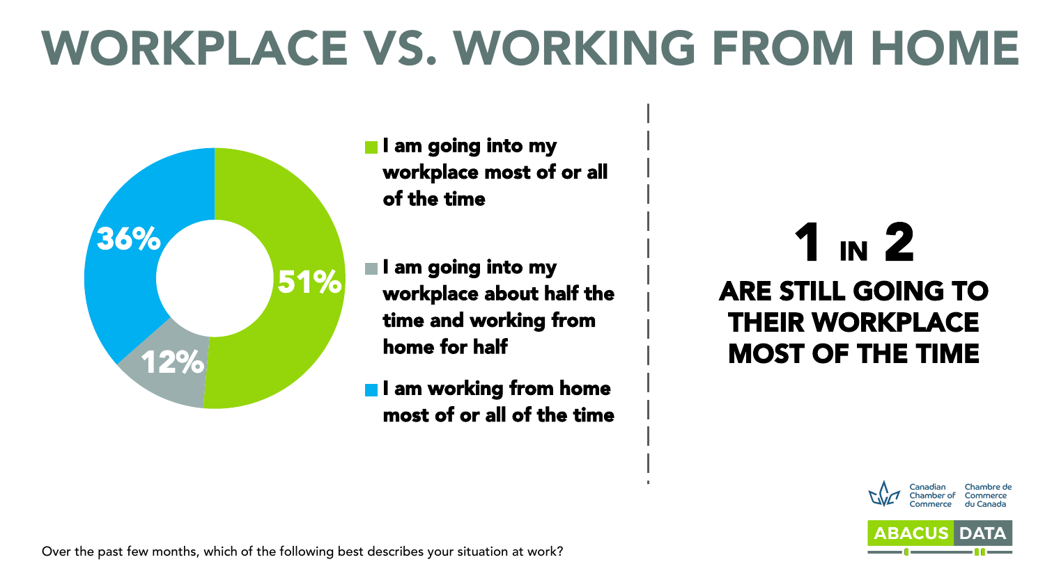# WORKPLACE VS. WORKING FROM HOME

| Response | % |
| --- | --- |
| I am going into my workplace most of or all of the time | 51% |
| I am going into my workplace about half the time and working from home for half | 12% |
| I am working from home most of or all of the time | 36% |

**1 IN 2**

**ARE STILL GOING TO THEIR WORKPLACE MOST OF THE TIME**

Over the past few months, which of the following best describes your situation at work?

Canadian Chamber of Commerce | Chambre de Commerce du Canada

ABACUS DATA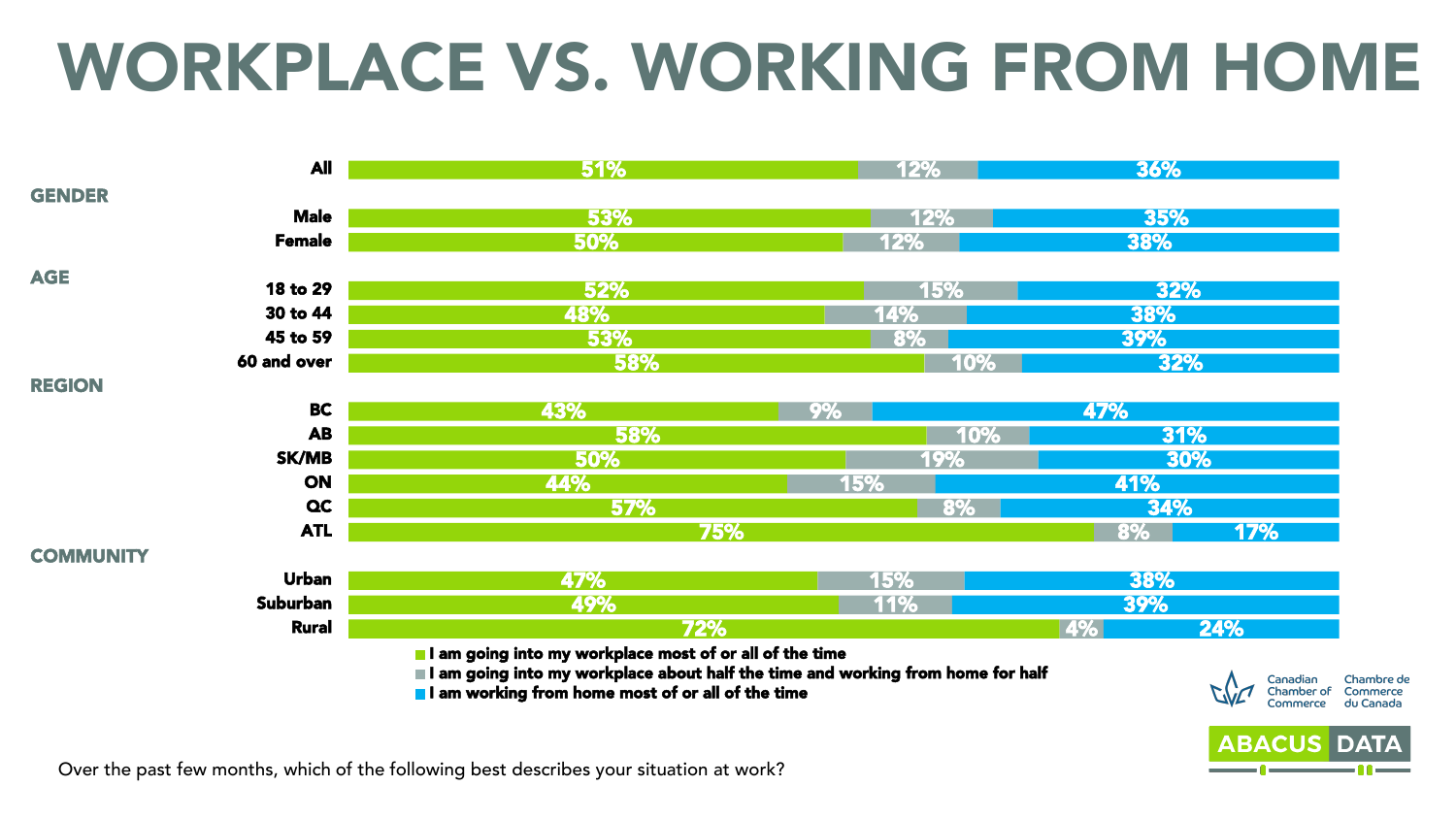# WORKPLACE VS. WORKING FROM HOME

| | I am going into my workplace most of or all of the time | I am going into my workplace about half the time and working from home for half | I am working from home most of or all of the time |
|---|---|---|---|
| All | 51% | 12% | 36% |
| **GENDER** | | | |
| Male | 53% | 12% | 35% |
| Female | 50% | 12% | 38% |
| **AGE** | | | |
| 18 to 29 | 52% | 15% | 32% |
| 30 to 44 | 48% | 14% | 38% |
| 45 to 59 | 53% | 8% | 39% |
| 60 and over | 58% | 10% | 32% |
| **REGION** | | | |
| BC | 43% | 9% | 47% |
| AB | 58% | 10% | 31% |
| SK/MB | 50% | 19% | 30% |
| ON | 44% | 15% | 41% |
| QC | 57% | 8% | 34% |
| ATL | 75% | 8% | 17% |
| **COMMUNITY** | | | |
| Urban | 47% | 15% | 38% |
| Suburban | 49% | 11% | 39% |
| Rural | 72% | 4% | 24% |

Over the past few months, which of the following best describes your situation at work?

Canadian Chamber of Commerce | Chambre de Commerce du Canada

ABACUS DATA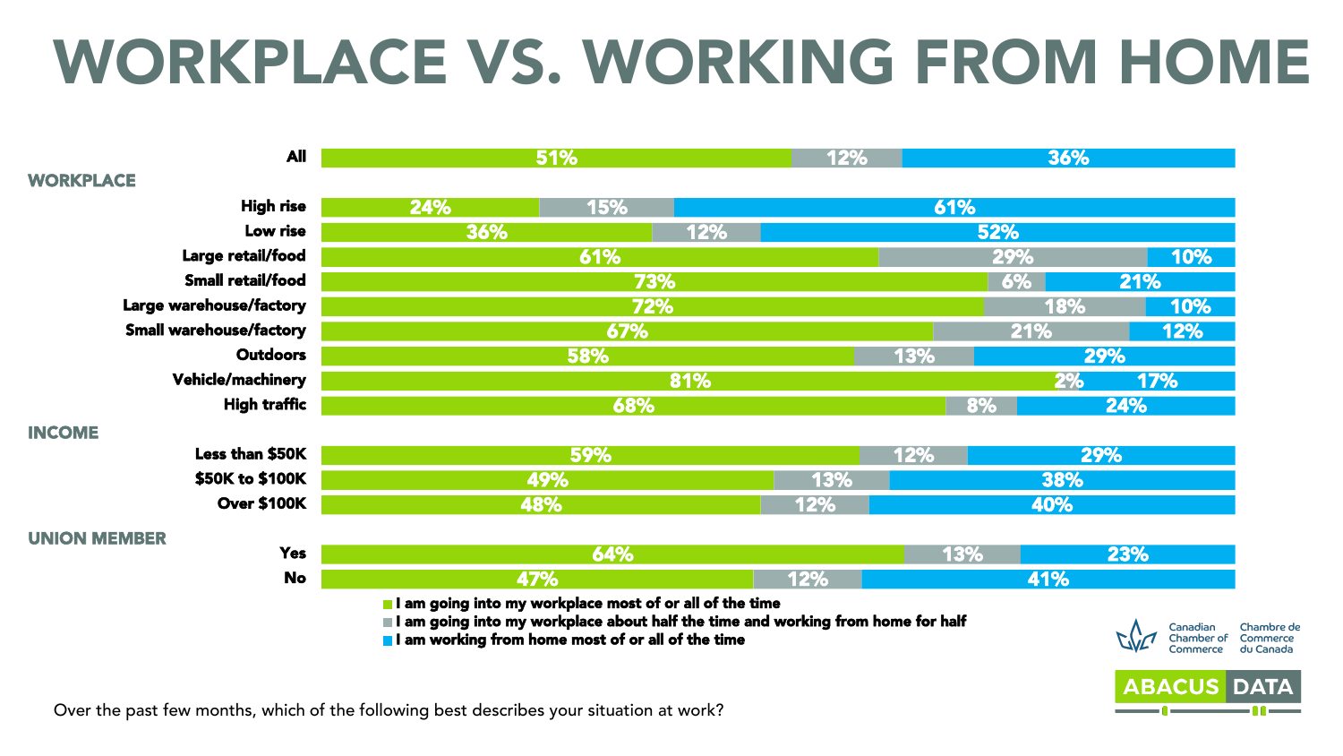# WORKPLACE VS. WORKING FROM HOME

| | I am going into my workplace most of or all of the time | I am going into my workplace about half the time and working from home for half | I am working from home most of or all of the time |
|---|---|---|---|
| All | 51% | 12% | 36% |
| **WORKPLACE** | | | |
| High rise | 24% | 15% | 61% |
| Low rise | 36% | 12% | 52% |
| Large retail/food | 61% | 29% | 10% |
| Small retail/food | 73% | 6% | 21% |
| Large warehouse/factory | 72% | 18% | 10% |
| Small warehouse/factory | 67% | 21% | 12% |
| Outdoors | 58% | 13% | 29% |
| Vehicle/machinery | 81% | 2% | 17% |
| High traffic | 68% | 8% | 24% |
| **INCOME** | | | |
| Less than $50K | 59% | 12% | 29% |
| $50K to $100K | 49% | 13% | 38% |
| Over $100K | 48% | 12% | 40% |
| **UNION MEMBER** | | | |
| Yes | 64% | 13% | 23% |
| No | 47% | 12% | 41% |

Over the past few months, which of the following best describes your situation at work?

Canadian Chamber of Commerce | Chambre de Commerce du Canada

ABACUS DATA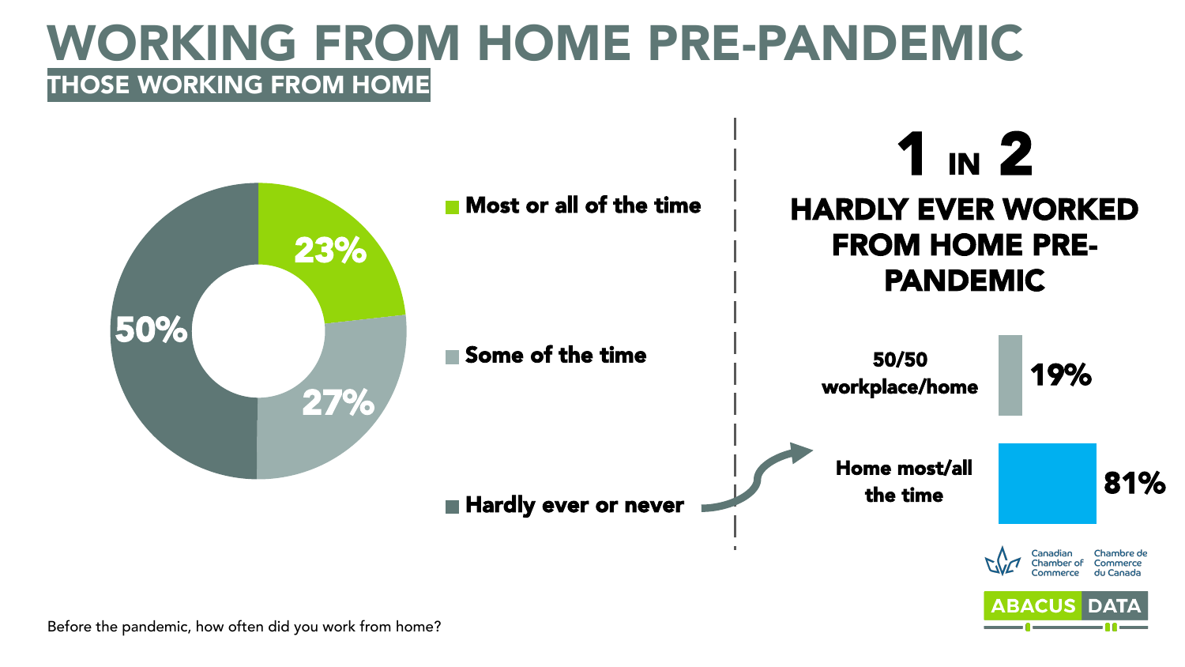# WORKING FROM HOME PRE-PANDEMIC

## THOSE WORKING FROM HOME

| Response | % |
| --- | --- |
| Most or all of the time | 23% |
| Some of the time | 27% |
| Hardly ever or never | 50% |

### 1 IN 2

**HARDLY EVER WORKED FROM HOME PRE-PANDEMIC**

| | % |
| --- | --- |
| 50/50 workplace/home | 19% |
| Home most/all the time | 81% |

Canadian Chamber of Commerce / Chambre de Commerce du Canada

ABACUS DATA

Before the pandemic, how often did you work from home?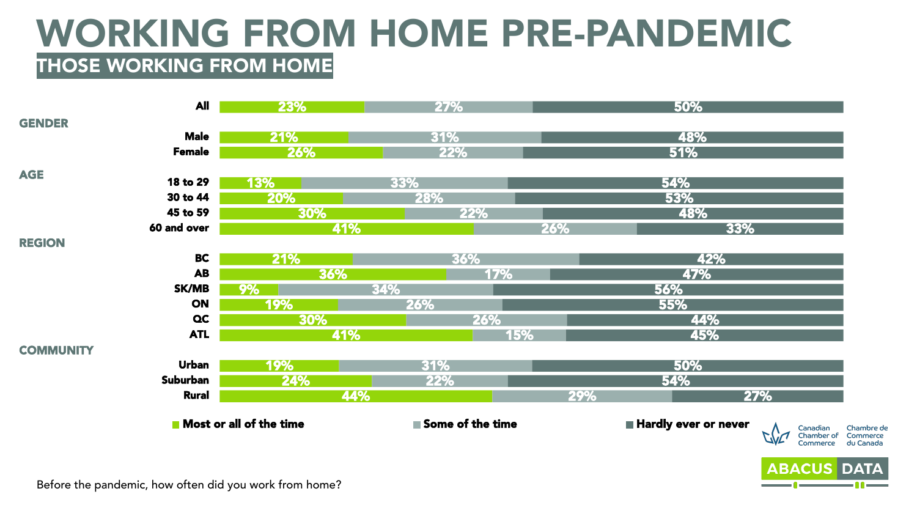# WORKING FROM HOME PRE-PANDEMIC

## THOSE WORKING FROM HOME

| | Most or all of the time | Some of the time | Hardly ever or never |
|---|---|---|---|
| All | 23% | 27% | 50% |
| **GENDER** | | | |
| Male | 21% | 31% | 48% |
| Female | 26% | 22% | 51% |
| **AGE** | | | |
| 18 to 29 | 13% | 33% | 54% |
| 30 to 44 | 20% | 28% | 53% |
| 45 to 59 | 30% | 22% | 48% |
| 60 and over | 41% | 26% | 33% |
| **REGION** | | | |
| BC | 21% | 36% | 42% |
| AB | 36% | 17% | 47% |
| SK/MB | 9% | 34% | 56% |
| ON | 19% | 26% | 55% |
| QC | 30% | 26% | 44% |
| ATL | 41% | 15% | 45% |
| **COMMUNITY** | | | |
| Urban | 19% | 31% | 50% |
| Suburban | 24% | 22% | 54% |
| Rural | 44% | 29% | 27% |

Before the pandemic, how often did you work from home?

Canadian Chamber of Commerce | Chambre de Commerce du Canada

ABACUS DATA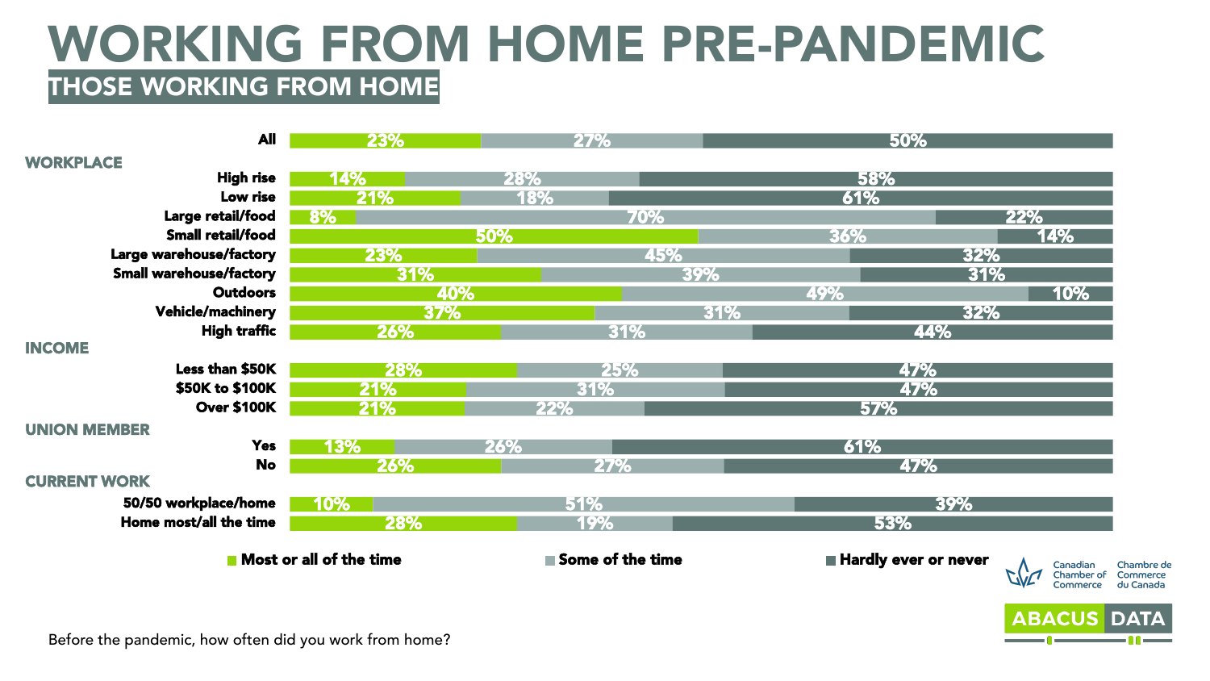# WORKING FROM HOME PRE-PANDEMIC

## THOSE WORKING FROM HOME

| | Most or all of the time | Some of the time | Hardly ever or never |
|---|---|---|---|
| All | 23% | 27% | 50% |
| **WORKPLACE** | | | |
| High rise | 14% | 28% | 58% |
| Low rise | 21% | 18% | 61% |
| Large retail/food | 8% | 70% | 22% |
| Small retail/food | 50% | 36% | 14% |
| Large warehouse/factory | 23% | 45% | 32% |
| Small warehouse/factory | 31% | 39% | 31% |
| Outdoors | 40% | 49% | 10% |
| Vehicle/machinery | 37% | 31% | 32% |
| High traffic | 26% | 31% | 44% |
| **INCOME** | | | |
| Less than $50K | 28% | 25% | 47% |
| $50K to $100K | 21% | 31% | 47% |
| Over $100K | 21% | 22% | 57% |
| **UNION MEMBER** | | | |
| Yes | 13% | 26% | 61% |
| No | 26% | 27% | 47% |
| **CURRENT WORK** | | | |
| 50/50 workplace/home | 10% | 51% | 39% |
| Home most/all the time | 28% | 19% | 53% |

Before the pandemic, how often did you work from home?

Canadian Chamber of Commerce | Chambre de Commerce du Canada

ABACUS DATA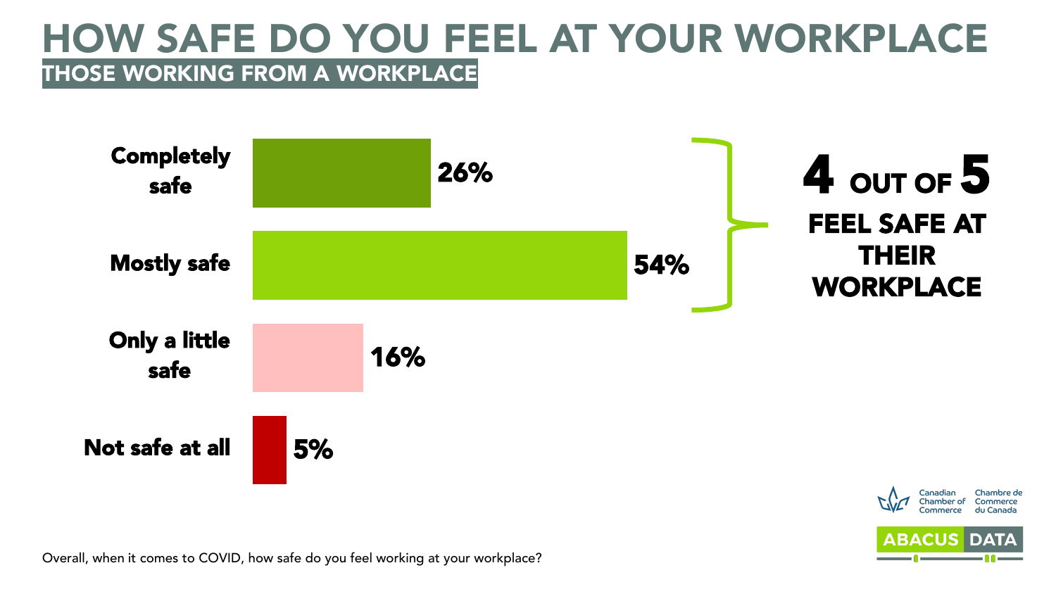# HOW SAFE DO YOU FEEL AT YOUR WORKPLACE

## THOSE WORKING FROM A WORKPLACE

| Response | % |
| --- | --- |
| Completely safe | 26% |
| Mostly safe | 54% |
| Only a little safe | 16% |
| Not safe at all | 5% |

**4 OUT OF 5 FEEL SAFE AT THEIR WORKPLACE**

Overall, when it comes to COVID, how safe do you feel working at your workplace?

Canadian Chamber of Commerce | Chambre de Commerce du Canada

ABACUS DATA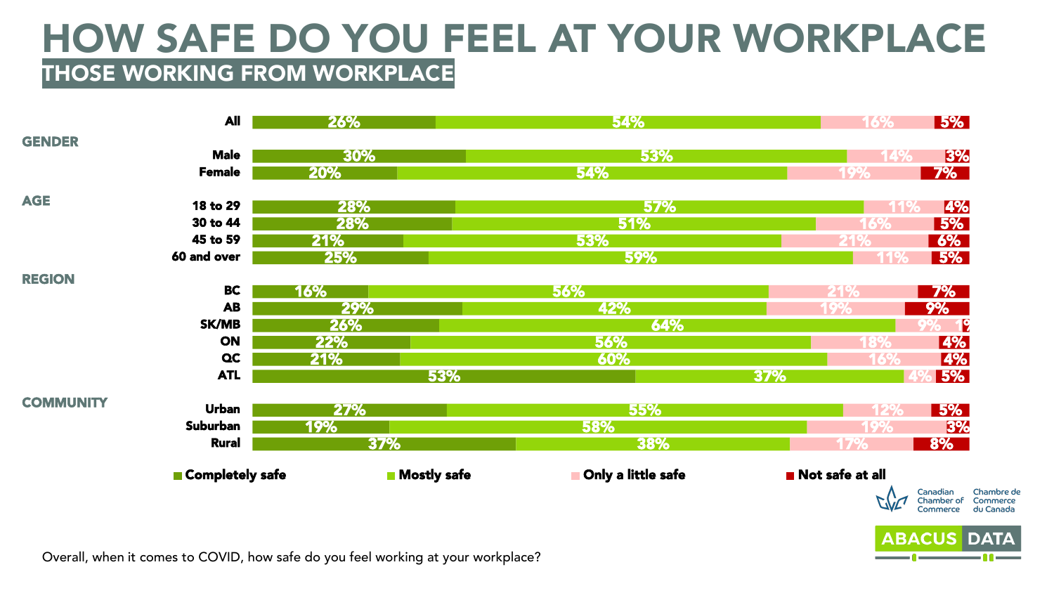# HOW SAFE DO YOU FEEL AT YOUR WORKPLACE

## THOSE WORKING FROM WORKPLACE

| | | Completely safe | Mostly safe | Only a little safe | Not safe at all |
|---|---|---|---|---|---|
| | All | 26% | 54% | 16% | 5% |
| **GENDER** | Male | 30% | 53% | 14% | 3% |
| | Female | 20% | 54% | 19% | 7% |
| **AGE** | 18 to 29 | 28% | 57% | 11% | 4% |
| | 30 to 44 | 28% | 51% | 16% | 5% |
| | 45 to 59 | 21% | 53% | 21% | 6% |
| | 60 and over | 25% | 59% | 11% | 5% |
| **REGION** | BC | 16% | 56% | 21% | 7% |
| | AB | 29% | 42% | 19% | 9% |
| | SK/MB | 26% | 64% | 9% | 1% |
| | ON | 22% | 56% | 18% | 4% |
| | QC | 21% | 60% | 16% | 4% |
| | ATL | 53% | 37% | 4% | 5% |
| **COMMUNITY** | Urban | 27% | 55% | 12% | 5% |
| | Suburban | 19% | 58% | 19% | 3% |
| | Rural | 37% | 38% | 17% | 8% |

Overall, when it comes to COVID, how safe do you feel working at your workplace?

Canadian Chamber of Commerce | Chambre de Commerce du Canada

ABACUS DATA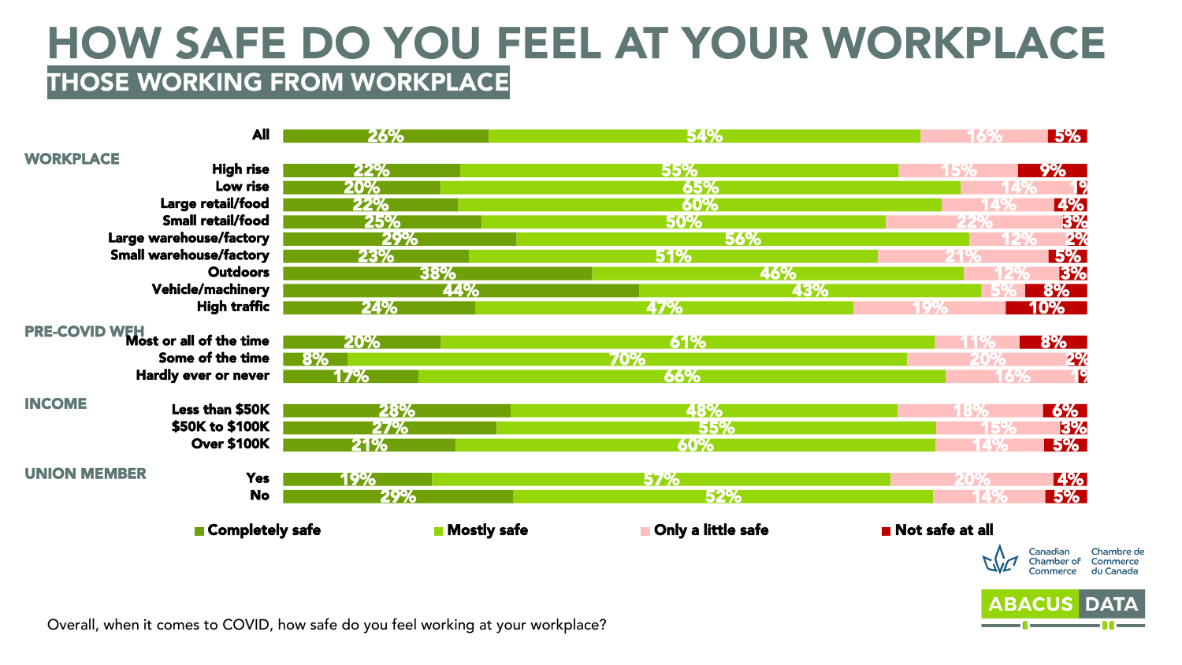# HOW SAFE DO YOU FEEL AT YOUR WORKPLACE

## THOSE WORKING FROM WORKPLACE

| | | Completely safe | Mostly safe | Only a little safe | Not safe at all |
|---|---|---|---|---|---|
| | All | 26% | 54% | 16% | 5% |
| **WORKPLACE** | High rise | 22% | 55% | 15% | 9% |
| | Low rise | 20% | 65% | 14% | 1% |
| | Large retail/food | 22% | 60% | 14% | 4% |
| | Small retail/food | 25% | 50% | 22% | 3% |
| | Large warehouse/factory | 29% | 56% | 12% | 2% |
| | Small warehouse/factory | 23% | 51% | 21% | 5% |
| | Outdoors | 38% | 46% | 12% | 3% |
| | Vehicle/machinery | 44% | 43% | 5% | 8% |
| | High traffic | 24% | 47% | 19% | 10% |
| **PRE-COVID WFH** | Most or all of the time | 20% | 61% | 11% | 8% |
| | Some of the time | 8% | 70% | 20% | 2% |
| | Hardly ever or never | 17% | 66% | 16% | 1% |
| **INCOME** | Less than $50K | 28% | 48% | 18% | 6% |
| | $50K to $100K | 27% | 55% | 15% | 3% |
| | Over $100K | 21% | 60% | 14% | 5% |
| **UNION MEMBER** | Yes | 19% | 57% | 20% | 4% |
| | No | 29% | 52% | 14% | 5% |

Overall, when it comes to COVID, how safe do you feel working at your workplace?

Canadian Chamber of Commerce | Chambre de Commerce du Canada

ABACUS DATA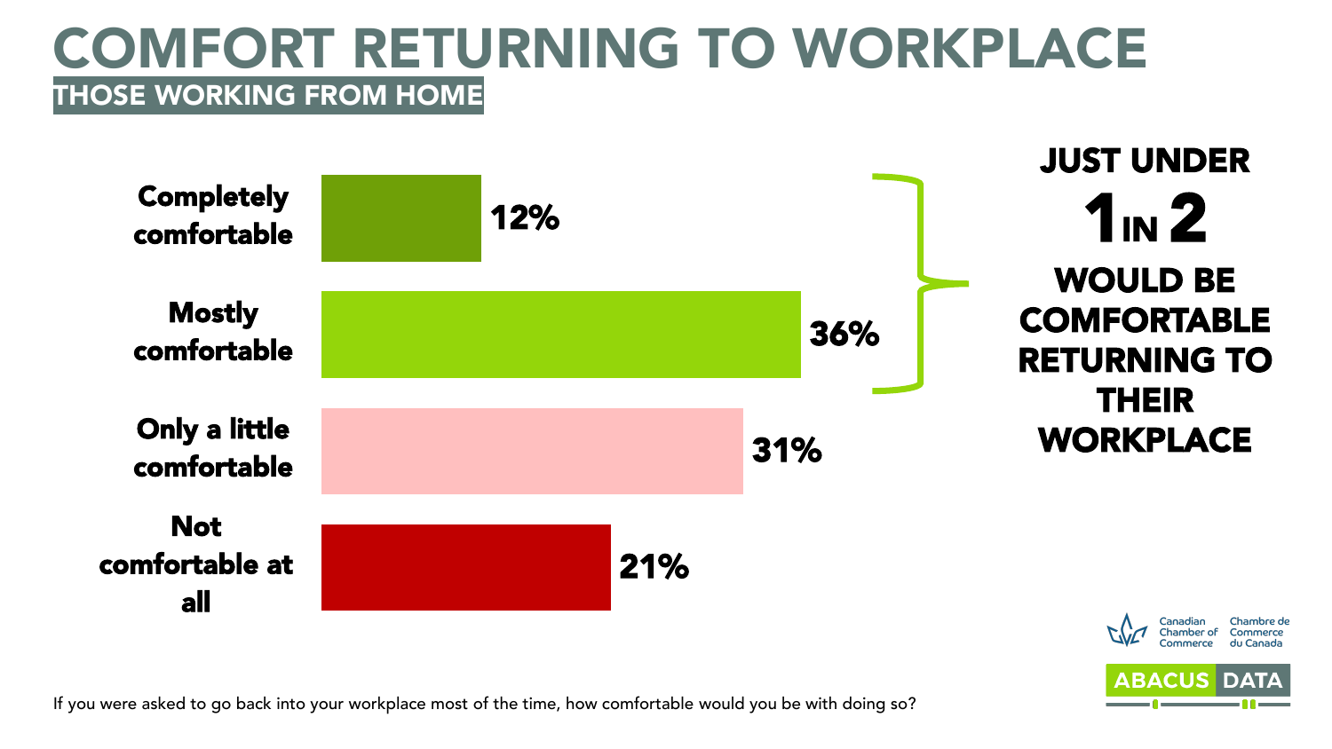# COMFORT RETURNING TO WORKPLACE

## THOSE WORKING FROM HOME

| Response | % |
|---|---|
| Completely comfortable | 12% |
| Mostly comfortable | 36% |
| Only a little comfortable | 31% |
| Not comfortable at all | 21% |

**JUST UNDER 1 IN 2 WOULD BE COMFORTABLE RETURNING TO THEIR WORKPLACE**

If you were asked to go back into your workplace most of the time, how comfortable would you be with doing so?

Canadian Chamber of Commerce | Chambre de Commerce du Canada

ABACUS DATA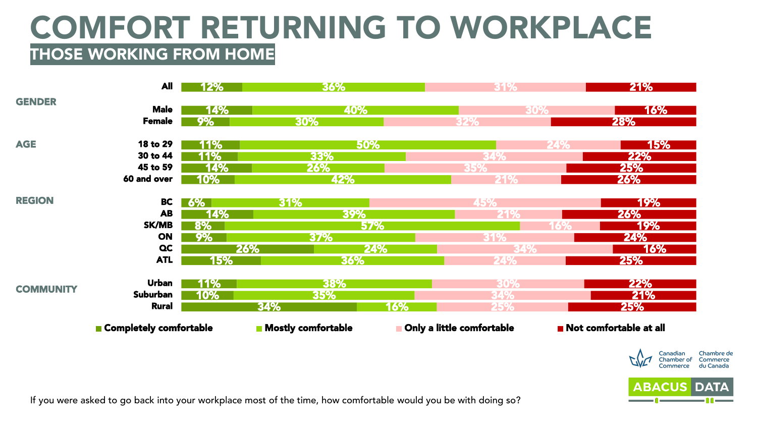# COMFORT RETURNING TO WORKPLACE

## THOSE WORKING FROM HOME

| Group | | Completely comfortable | Mostly comfortable | Only a little comfortable | Not comfortable at all |
|---|---|---|---|---|---|
| | All | 12% | 36% | 31% | 21% |
| GENDER | Male | 14% | 40% | 30% | 16% |
| | Female | 9% | 30% | 32% | 28% |
| AGE | 18 to 29 | 11% | 50% | 24% | 15% |
| | 30 to 44 | 11% | 33% | 34% | 22% |
| | 45 to 59 | 14% | 26% | 35% | 25% |
| | 60 and over | 10% | 42% | 21% | 26% |
| REGION | BC | 6% | 31% | 45% | 19% |
| | AB | 14% | 39% | 21% | 26% |
| | SK/MB | 8% | 57% | 16% | 19% |
| | ON | 9% | 37% | 31% | 24% |
| | QC | 26% | 24% | 34% | 16% |
| | ATL | 15% | 36% | 24% | 25% |
| COMMUNITY | Urban | 11% | 38% | 30% | 22% |
| | Suburban | 10% | 35% | 34% | 21% |
| | Rural | 34% | 16% | 25% | 25% |

If you were asked to go back into your workplace most of the time, how comfortable would you be with doing so?

Canadian Chamber of Commerce | Chambre de Commerce du Canada

ABACUS DATA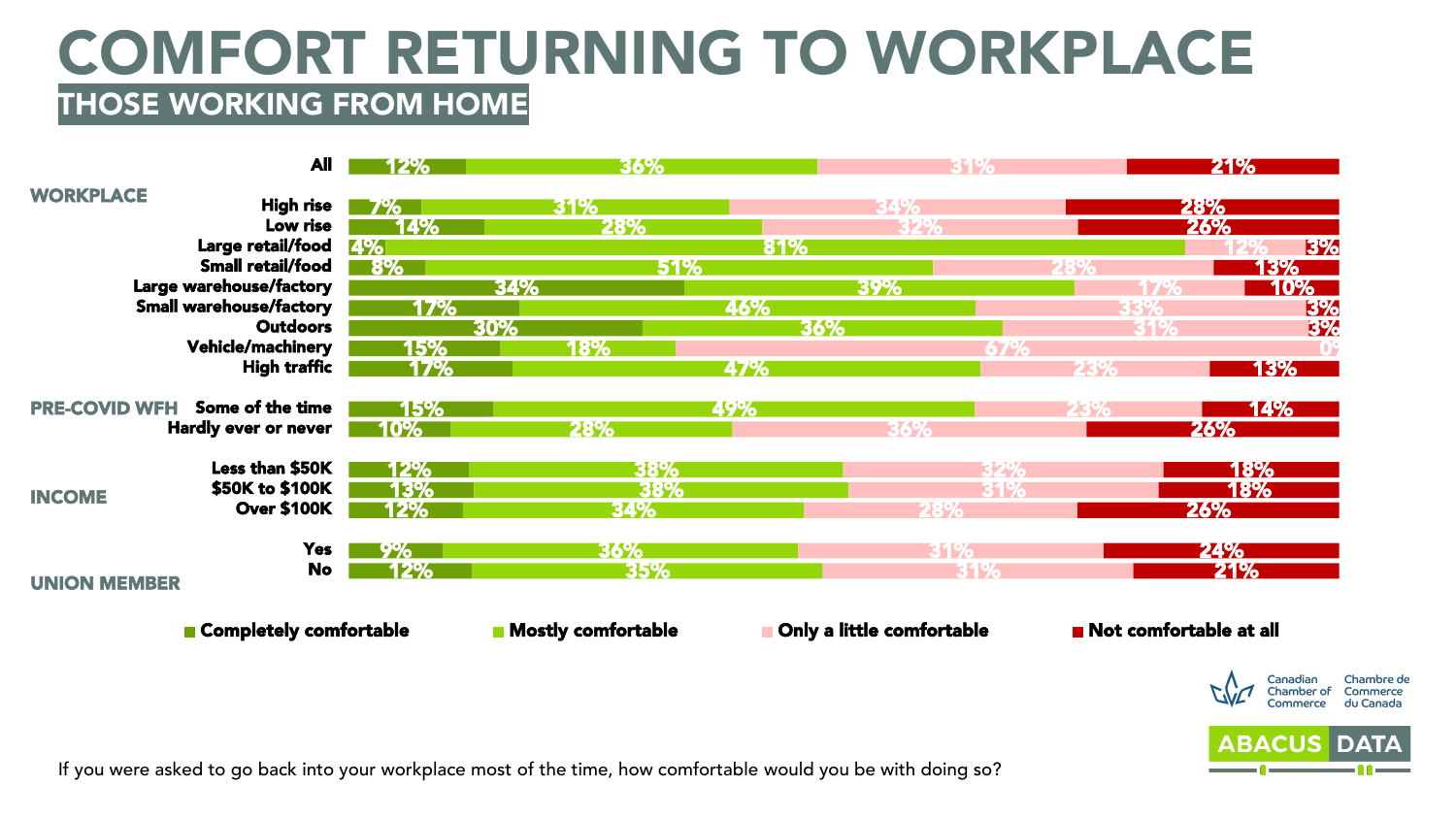# COMFORT RETURNING TO WORKPLACE

## THOSE WORKING FROM HOME

| Group | | Completely comfortable | Mostly comfortable | Only a little comfortable | Not comfortable at all |
|---|---|---|---|---|---|
| | All | 12% | 36% | 31% | 21% |
| WORKPLACE | High rise | 7% | 31% | 34% | 28% |
| | Low rise | 14% | 28% | 32% | 26% |
| | Large retail/food | 4% | 81% | 12% | 3% |
| | Small retail/food | 8% | 51% | 28% | 13% |
| | Large warehouse/factory | 34% | 39% | 17% | 10% |
| | Small warehouse/factory | 17% | 46% | 33% | 3% |
| | Outdoors | 30% | 36% | 31% | 3% |
| | Vehicle/machinery | 15% | 18% | 67% | 0% |
| | High traffic | 17% | 47% | 23% | 13% |
| PRE-COVID WFH | Some of the time | 15% | 49% | 23% | 14% |
| | Hardly ever or never | 10% | 28% | 36% | 26% |
| INCOME | Less than $50K | 12% | 38% | 32% | 18% |
| | $50K to $100K | 13% | 38% | 31% | 18% |
| | Over $100K | 12% | 34% | 28% | 26% |
| UNION MEMBER | Yes | 9% | 36% | 31% | 24% |
| | No | 12% | 35% | 31% | 21% |

If you were asked to go back into your workplace most of the time, how comfortable would you be with doing so?

Canadian Chamber of Commerce | Chambre de Commerce du Canada

ABACUS DATA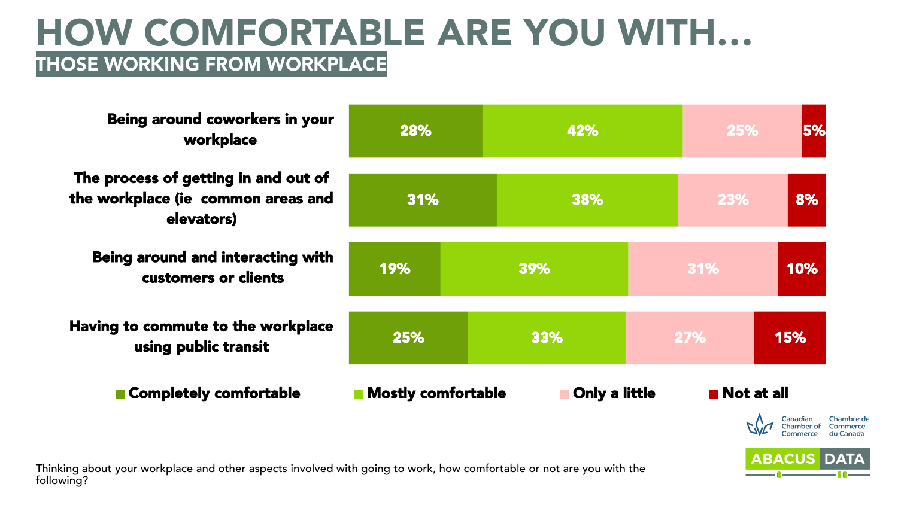# HOW COMFORTABLE ARE YOU WITH…

## THOSE WORKING FROM WORKPLACE

| | Completely comfortable | Mostly comfortable | Only a little | Not at all |
|---|---|---|---|---|
| Being around coworkers in your workplace | 28% | 42% | 25% | 5% |
| The process of getting in and out of the workplace (ie common areas and elevators) | 31% | 38% | 23% | 8% |
| Being around and interacting with customers or clients | 19% | 39% | 31% | 10% |
| Having to commute to the workplace using public transit | 25% | 33% | 27% | 15% |

Thinking about your workplace and other aspects involved with going to work, how comfortable or not are you with the following?

Canadian Chamber of Commerce | Chambre de Commerce du Canada

ABACUS DATA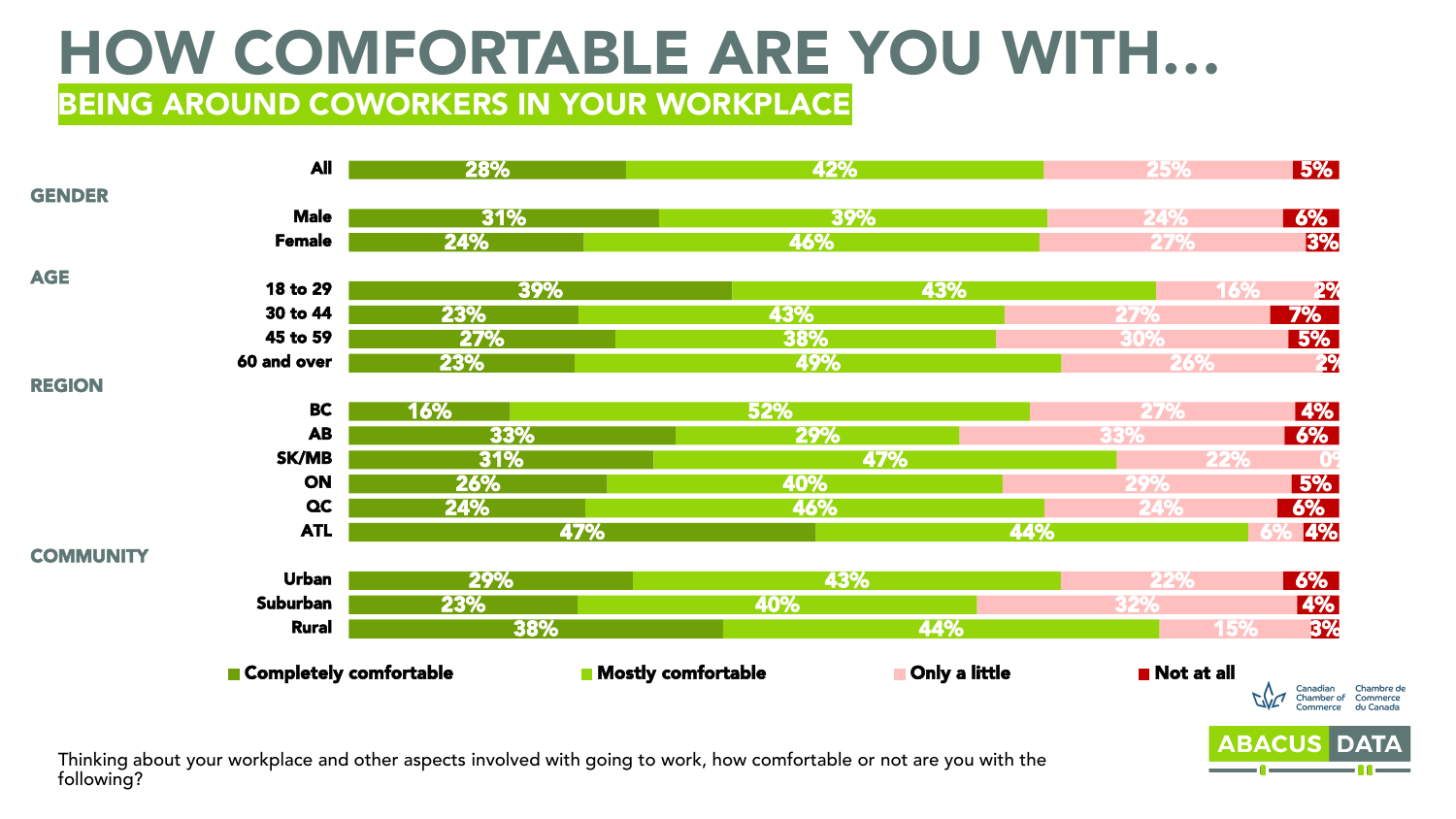# HOW COMFORTABLE ARE YOU WITH...

## BEING AROUND COWORKERS IN YOUR WORKPLACE

| | Completely comfortable | Mostly comfortable | Only a little | Not at all |
|---|---|---|---|---|
| All | 28% | 42% | 25% | 5% |
| **GENDER** | | | | |
| Male | 31% | 39% | 24% | 6% |
| Female | 24% | 46% | 27% | 3% |
| **AGE** | | | | |
| 18 to 29 | 39% | 43% | 16% | 2% |
| 30 to 44 | 23% | 43% | 27% | 7% |
| 45 to 59 | 27% | 38% | 30% | 5% |
| 60 and over | 23% | 49% | 26% | 2% |
| **REGION** | | | | |
| BC | 16% | 52% | 27% | 4% |
| AB | 33% | 29% | 33% | 6% |
| SK/MB | 31% | 47% | 22% | 0% |
| ON | 26% | 40% | 29% | 5% |
| QC | 24% | 46% | 24% | 6% |
| ATL | 47% | 44% | 6% | 4% |
| **COMMUNITY** | | | | |
| Urban | 29% | 43% | 22% | 6% |
| Suburban | 23% | 40% | 32% | 4% |
| Rural | 38% | 44% | 15% | 3% |

Thinking about your workplace and other aspects involved with going to work, how comfortable or not are you with the following?

Canadian Chamber of Commerce | Chambre de Commerce du Canada

ABACUS DATA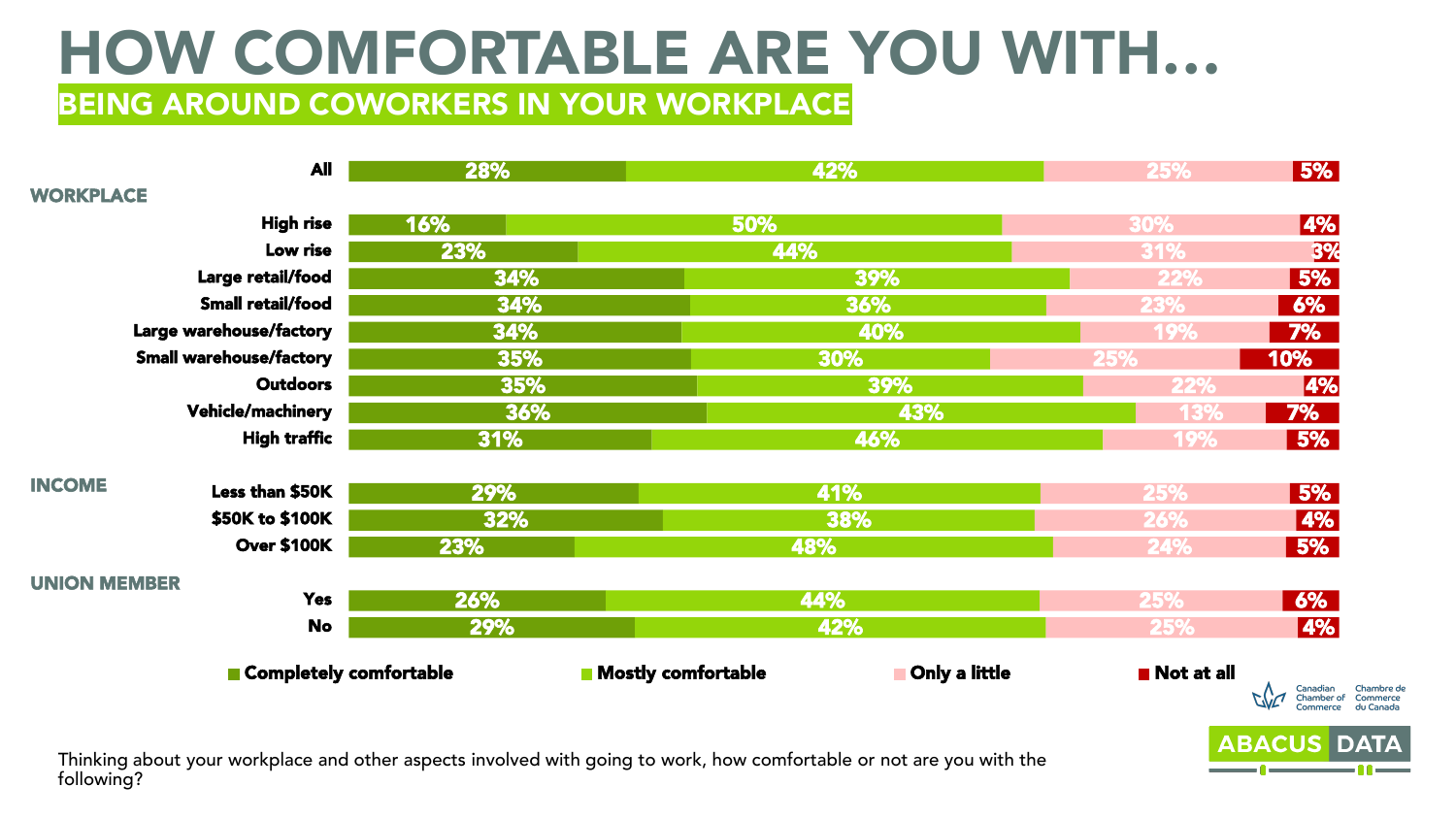# HOW COMFORTABLE ARE YOU WITH…

## BEING AROUND COWORKERS IN YOUR WORKPLACE

| | Completely comfortable | Mostly comfortable | Only a little | Not at all |
|---|---|---|---|---|
| All | 28% | 42% | 25% | 5% |
| **WORKPLACE** | | | | |
| High rise | 16% | 50% | 30% | 4% |
| Low rise | 23% | 44% | 31% | 3% |
| Large retail/food | 34% | 39% | 22% | 5% |
| Small retail/food | 34% | 36% | 23% | 6% |
| Large warehouse/factory | 34% | 40% | 19% | 7% |
| Small warehouse/factory | 35% | 30% | 25% | 10% |
| Outdoors | 35% | 39% | 22% | 4% |
| Vehicle/machinery | 36% | 43% | 13% | 7% |
| High traffic | 31% | 46% | 19% | 5% |
| **INCOME** | | | | |
| Less than $50K | 29% | 41% | 25% | 5% |
| $50K to $100K | 32% | 38% | 26% | 4% |
| Over $100K | 23% | 48% | 24% | 5% |
| **UNION MEMBER** | | | | |
| Yes | 26% | 44% | 25% | 6% |
| No | 29% | 42% | 25% | 4% |

Thinking about your workplace and other aspects involved with going to work, how comfortable or not are you with the following?

Canadian Chamber of Commerce / Chambre de Commerce du Canada

ABACUS DATA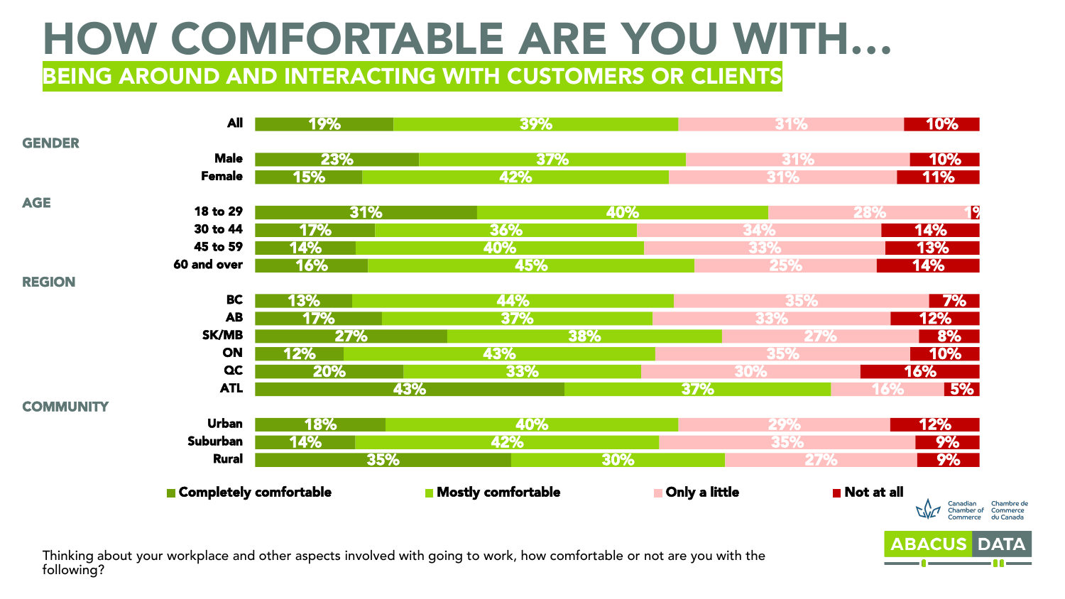# HOW COMFORTABLE ARE YOU WITH…

## BEING AROUND AND INTERACTING WITH CUSTOMERS OR CLIENTS

| | Completely comfortable | Mostly comfortable | Only a little | Not at all |
|---|---|---|---|---|
| All | 19% | 39% | 31% | 10% |
| **GENDER** | | | | |
| Male | 23% | 37% | 31% | 10% |
| Female | 15% | 42% | 31% | 11% |
| **AGE** | | | | |
| 18 to 29 | 31% | 40% | 28% | 1% |
| 30 to 44 | 17% | 36% | 34% | 14% |
| 45 to 59 | 14% | 40% | 33% | 13% |
| 60 and over | 16% | 45% | 25% | 14% |
| **REGION** | | | | |
| BC | 13% | 44% | 35% | 7% |
| AB | 17% | 37% | 33% | 12% |
| SK/MB | 27% | 38% | 27% | 8% |
| ON | 12% | 43% | 35% | 10% |
| QC | 20% | 33% | 30% | 16% |
| ATL | 43% | 37% | 16% | 5% |
| **COMMUNITY** | | | | |
| Urban | 18% | 40% | 29% | 12% |
| Suburban | 14% | 42% | 35% | 9% |
| Rural | 35% | 30% | 27% | 9% |

Thinking about your workplace and other aspects involved with going to work, how comfortable or not are you with the following?

Canadian Chamber of Commerce | Chambre de Commerce du Canada

ABACUS DATA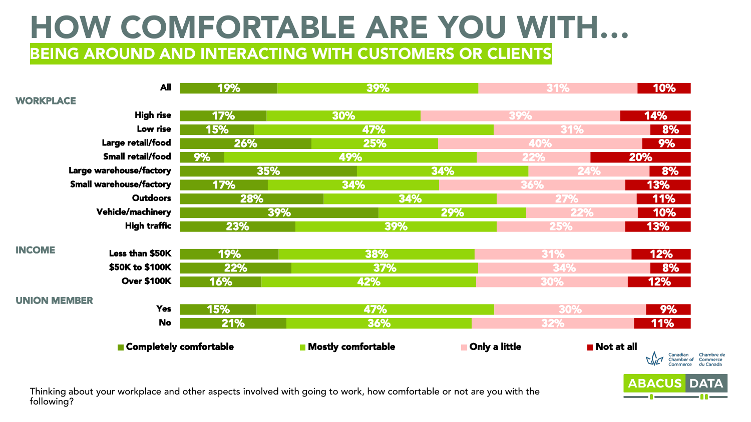# HOW COMFORTABLE ARE YOU WITH…

## BEING AROUND AND INTERACTING WITH CUSTOMERS OR CLIENTS

| | Completely comfortable | Mostly comfortable | Only a little | Not at all |
|---|---|---|---|---|
| All | 19% | 39% | 31% | 10% |
| **WORKPLACE** | | | | |
| High rise | 17% | 30% | 39% | 14% |
| Low rise | 15% | 47% | 31% | 8% |
| Large retail/food | 26% | 25% | 40% | 9% |
| Small retail/food | 9% | 49% | 22% | 20% |
| Large warehouse/factory | 35% | 34% | 24% | 8% |
| Small warehouse/factory | 17% | 34% | 36% | 13% |
| Outdoors | 28% | 34% | 27% | 11% |
| Vehicle/machinery | 39% | 29% | 22% | 10% |
| High traffic | 23% | 39% | 25% | 13% |
| **INCOME** | | | | |
| Less than $50K | 19% | 38% | 31% | 12% |
| $50K to $100K | 22% | 37% | 34% | 8% |
| Over $100K | 16% | 42% | 30% | 12% |
| **UNION MEMBER** | | | | |
| Yes | 15% | 47% | 30% | 9% |
| No | 21% | 36% | 32% | 11% |

Thinking about your workplace and other aspects involved with going to work, how comfortable or not are you with the following?

Canadian Chamber of Commerce / Chambre de Commerce du Canada

ABACUS DATA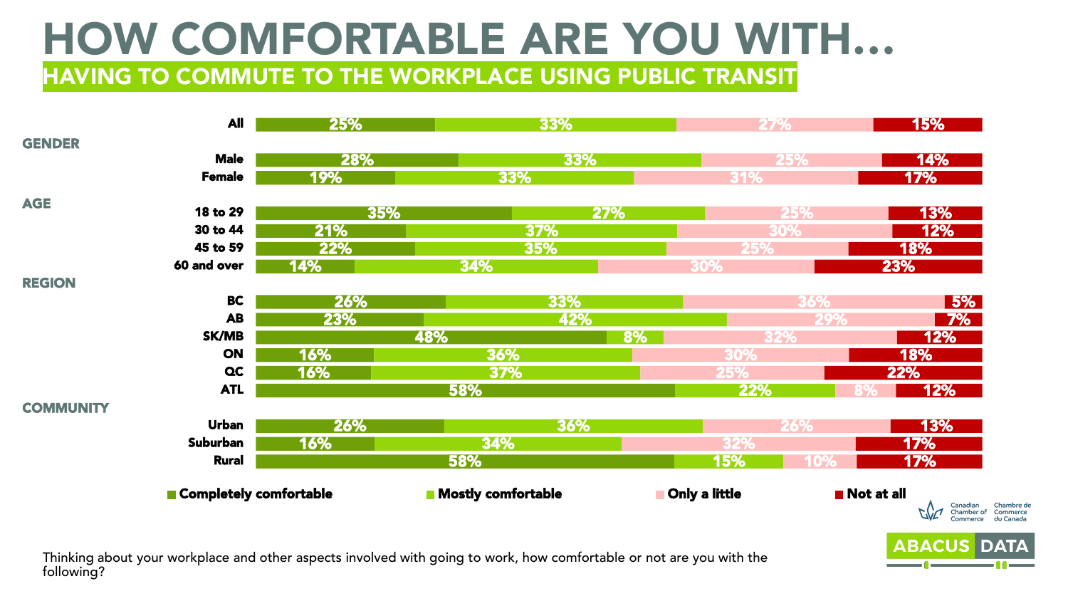# HOW COMFORTABLE ARE YOU WITH…

## HAVING TO COMMUTE TO THE WORKPLACE USING PUBLIC TRANSIT

| | Completely comfortable | Mostly comfortable | Only a little | Not at all |
|---|---|---|---|---|
| **All** | 25% | 33% | 27% | 15% |
| **GENDER** | | | | |
| Male | 28% | 33% | 25% | 14% |
| Female | 19% | 33% | 31% | 17% |
| **AGE** | | | | |
| 18 to 29 | 35% | 27% | 25% | 13% |
| 30 to 44 | 21% | 37% | 30% | 12% |
| 45 to 59 | 22% | 35% | 25% | 18% |
| 60 and over | 14% | 34% | 30% | 23% |
| **REGION** | | | | |
| BC | 26% | 33% | 36% | 5% |
| AB | 23% | 42% | 29% | 7% |
| SK/MB | 48% | 8% | 32% | 12% |
| ON | 16% | 36% | 30% | 18% |
| QC | 16% | 37% | 25% | 22% |
| ATL | 58% | 22% | 8% | 12% |
| **COMMUNITY** | | | | |
| Urban | 26% | 36% | 26% | 13% |
| Suburban | 16% | 34% | 32% | 17% |
| Rural | 58% | 15% | 10% | 17% |

Thinking about your workplace and other aspects involved with going to work, how comfortable or not are you with the following?

Canadian Chamber of Commerce / Chambre de Commerce du Canada

ABACUS DATA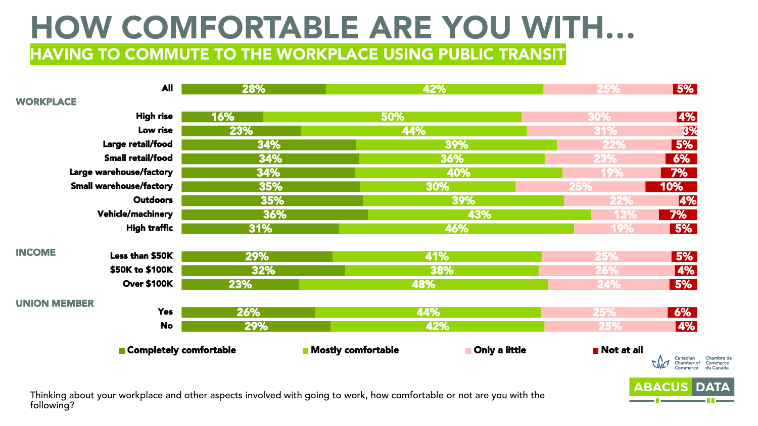# HOW COMFORTABLE ARE YOU WITH…

## HAVING TO COMMUTE TO THE WORKPLACE USING PUBLIC TRANSIT

| | Completely comfortable | Mostly comfortable | Only a little | Not at all |
|---|---|---|---|---|
| All | 28% | 42% | 25% | 5% |
| **WORKPLACE** | | | | |
| High rise | 16% | 50% | 30% | 4% |
| Low rise | 23% | 44% | 31% | 3% |
| Large retail/food | 34% | 39% | 22% | 5% |
| Small retail/food | 34% | 36% | 23% | 6% |
| Large warehouse/factory | 34% | 40% | 19% | 7% |
| Small warehouse/factory | 35% | 30% | 25% | 10% |
| Outdoors | 35% | 39% | 22% | 4% |
| Vehicle/machinery | 36% | 43% | 13% | 7% |
| High traffic | 31% | 46% | 19% | 5% |
| **INCOME** | | | | |
| Less than $50K | 29% | 41% | 25% | 5% |
| $50K to $100K | 32% | 38% | 26% | 4% |
| Over $100K | 23% | 48% | 24% | 5% |
| **UNION MEMBER** | | | | |
| Yes | 26% | 44% | 25% | 6% |
| No | 29% | 42% | 25% | 4% |

Thinking about your workplace and other aspects involved with going to work, how comfortable or not are you with the following?

Canadian Chamber of Commerce | Chambre de Commerce du Canada

ABACUS DATA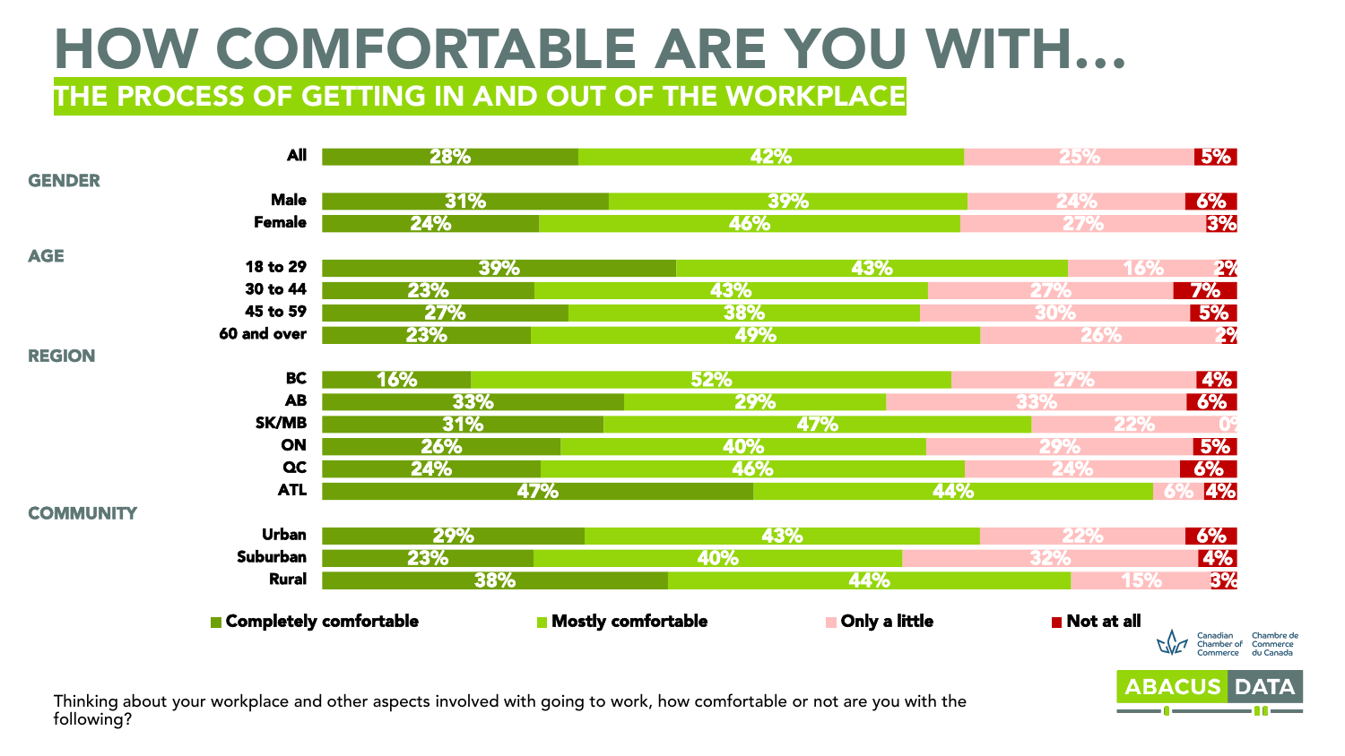# HOW COMFORTABLE ARE YOU WITH…

## THE PROCESS OF GETTING IN AND OUT OF THE WORKPLACE

| | | Completely comfortable | Mostly comfortable | Only a little | Not at all |
|---|---|---|---|---|---|
| | All | 28% | 42% | 25% | 5% |
| **GENDER** | Male | 31% | 39% | 24% | 6% |
| | Female | 24% | 46% | 27% | 3% |
| **AGE** | 18 to 29 | 39% | 43% | 16% | 2% |
| | 30 to 44 | 23% | 43% | 27% | 7% |
| | 45 to 59 | 27% | 38% | 30% | 5% |
| | 60 and over | 23% | 49% | 26% | 2% |
| **REGION** | BC | 16% | 52% | 27% | 4% |
| | AB | 33% | 29% | 33% | 6% |
| | SK/MB | 31% | 47% | 22% | 0% |
| | ON | 26% | 40% | 29% | 5% |
| | QC | 24% | 46% | 24% | 6% |
| | ATL | 47% | 44% | 6% | 4% |
| **COMMUNITY** | Urban | 29% | 43% | 22% | 6% |
| | Suburban | 23% | 40% | 32% | 4% |
| | Rural | 38% | 44% | 15% | 3% |

Thinking about your workplace and other aspects involved with going to work, how comfortable or not are you with the following?

Canadian Chamber of Commerce | Chambre de Commerce du Canada

ABACUS DATA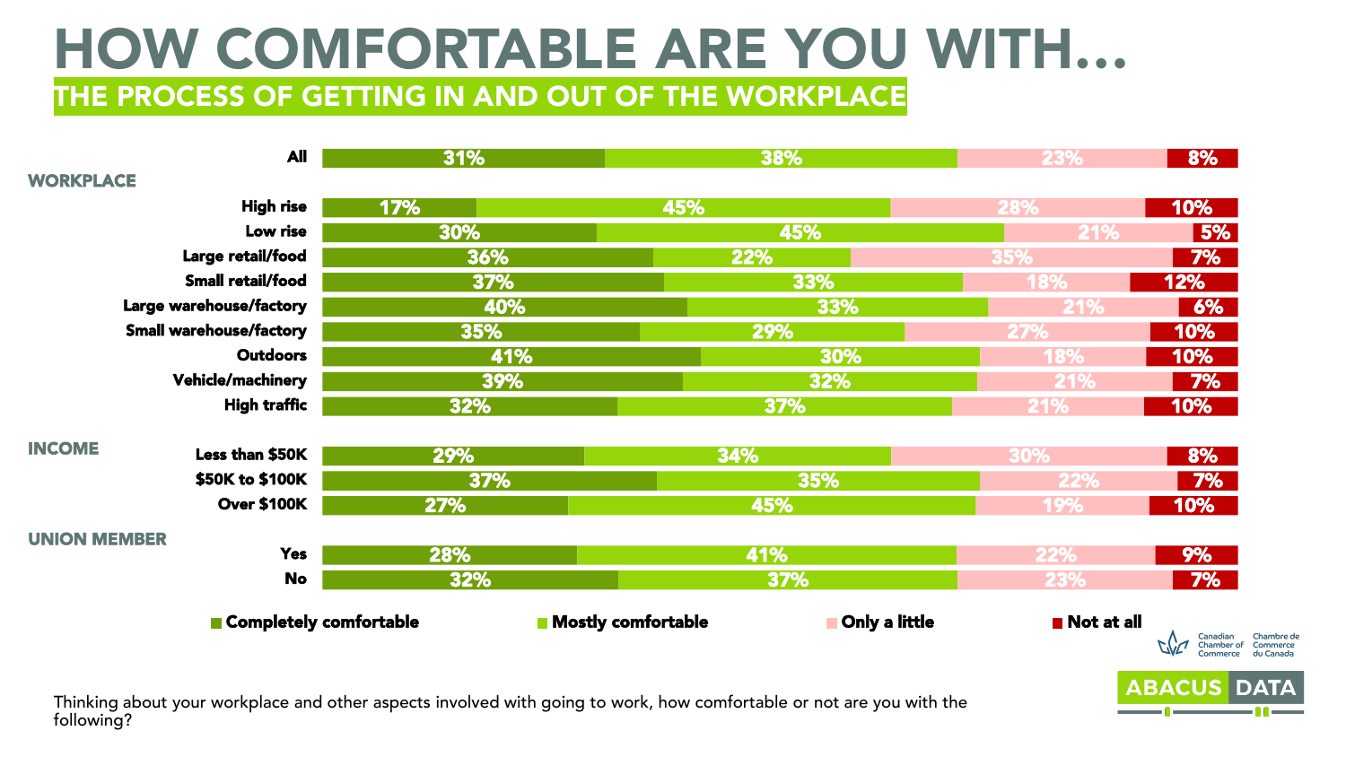# HOW COMFORTABLE ARE YOU WITH…

## THE PROCESS OF GETTING IN AND OUT OF THE WORKPLACE

| | Completely comfortable | Mostly comfortable | Only a little | Not at all |
|---|---|---|---|---|
| All | 31% | 38% | 23% | 8% |
| **WORKPLACE** | | | | |
| High rise | 17% | 45% | 28% | 10% |
| Low rise | 30% | 45% | 21% | 5% |
| Large retail/food | 36% | 22% | 35% | 7% |
| Small retail/food | 37% | 33% | 18% | 12% |
| Large warehouse/factory | 40% | 33% | 21% | 6% |
| Small warehouse/factory | 35% | 29% | 27% | 10% |
| Outdoors | 41% | 30% | 18% | 10% |
| Vehicle/machinery | 39% | 32% | 21% | 7% |
| High traffic | 32% | 37% | 21% | 10% |
| **INCOME** | | | | |
| Less than $50K | 29% | 34% | 30% | 8% |
| $50K to $100K | 37% | 35% | 22% | 7% |
| Over $100K | 27% | 45% | 19% | 10% |
| **UNION MEMBER** | | | | |
| Yes | 28% | 41% | 22% | 9% |
| No | 32% | 37% | 23% | 7% |

Thinking about your workplace and other aspects involved with going to work, how comfortable or not are you with the following?

Canadian Chamber of Commerce / Chambre de Commerce du Canada

ABACUS DATA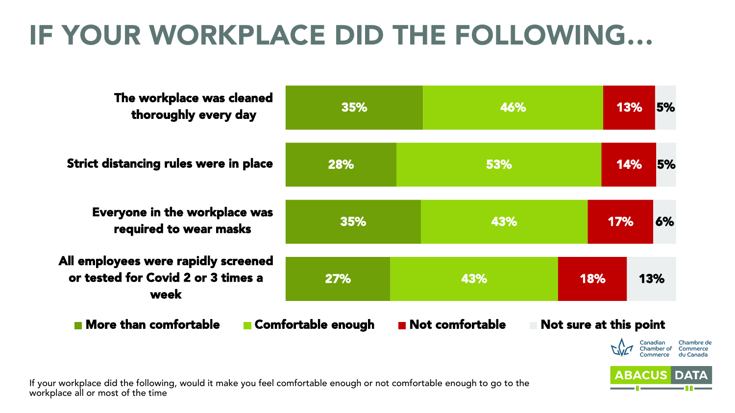# IF YOUR WORKPLACE DID THE FOLLOWING…

| | More than comfortable | Comfortable enough | Not comfortable | Not sure at this point |
|---|---|---|---|---|
| The workplace was cleaned thoroughly every day | 35% | 46% | 13% | 5% |
| Strict distancing rules were in place | 28% | 53% | 14% | 5% |
| Everyone in the workplace was required to wear masks | 35% | 43% | 17% | 6% |
| All employees were rapidly screened or tested for Covid 2 or 3 times a week | 27% | 43% | 18% | 13% |

If your workplace did the following, would it make you feel comfortable enough or not comfortable enough to go to the workplace all or most of the time

Canadian Chamber of Commerce | Chambre de Commerce du Canada

ABACUS DATA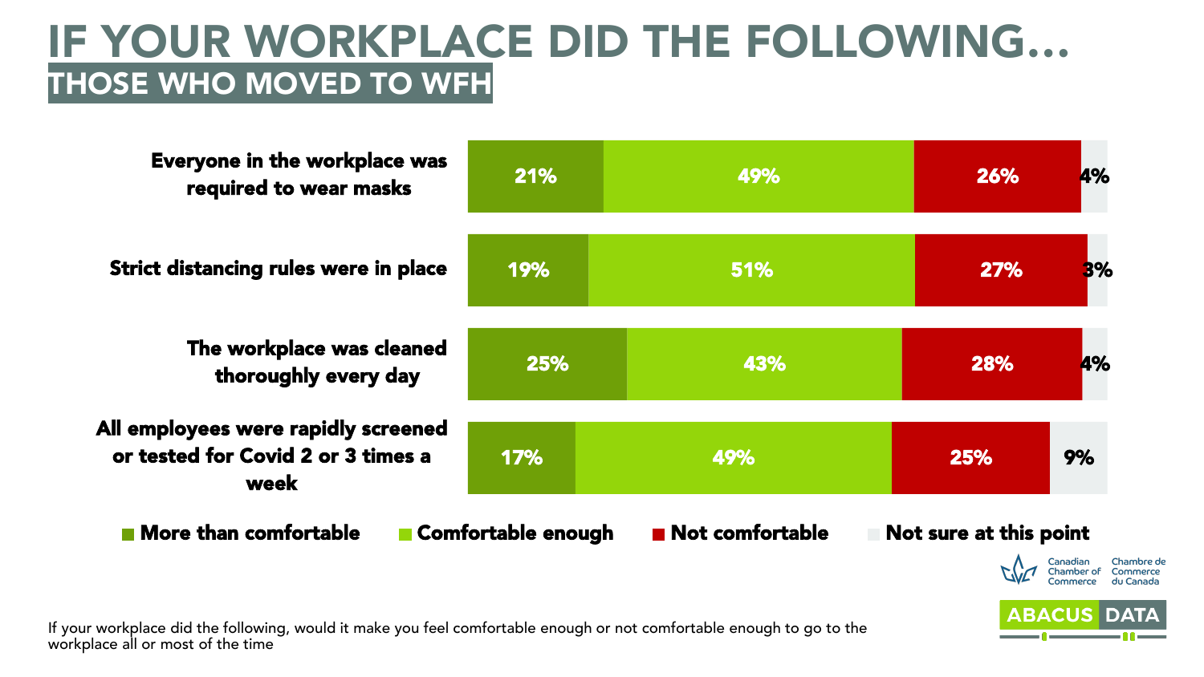# IF YOUR WORKPLACE DID THE FOLLOWING…

## THOSE WHO MOVED TO WFH

| | More than comfortable | Comfortable enough | Not comfortable | Not sure at this point |
|---|---|---|---|---|
| Everyone in the workplace was required to wear masks | 21% | 49% | 26% | 4% |
| Strict distancing rules were in place | 19% | 51% | 27% | 3% |
| The workplace was cleaned thoroughly every day | 25% | 43% | 28% | 4% |
| All employees were rapidly screened or tested for Covid 2 or 3 times a week | 17% | 49% | 25% | 9% |

If your workplace did the following, would it make you feel comfortable enough or not comfortable enough to go to the workplace all or most of the time

Canadian Chamber of Commerce | Chambre de Commerce du Canada

ABACUS DATA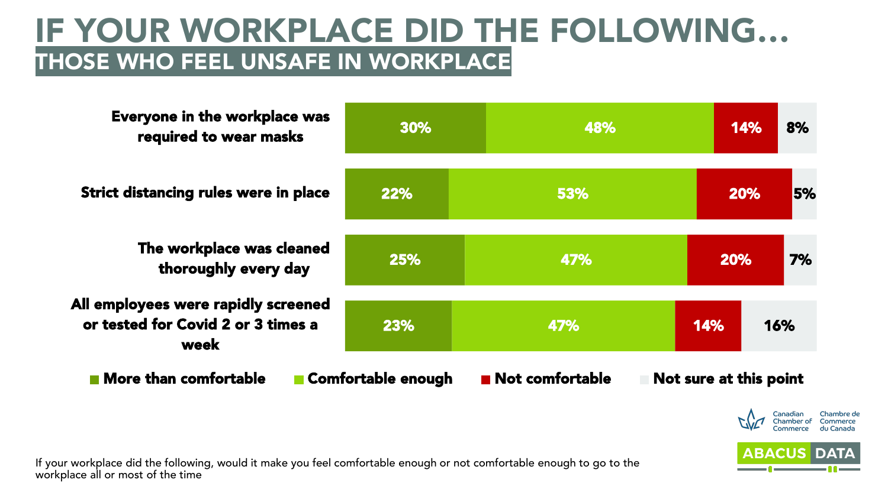# IF YOUR WORKPLACE DID THE FOLLOWING…

## THOSE WHO FEEL UNSAFE IN WORKPLACE

| | More than comfortable | Comfortable enough | Not comfortable | Not sure at this point |
|---|---|---|---|---|
| Everyone in the workplace was required to wear masks | 30% | 48% | 14% | 8% |
| Strict distancing rules were in place | 22% | 53% | 20% | 5% |
| The workplace was cleaned thoroughly every day | 25% | 47% | 20% | 7% |
| All employees were rapidly screened or tested for Covid 2 or 3 times a week | 23% | 47% | 14% | 16% |

If your workplace did the following, would it make you feel comfortable enough or not comfortable enough to go to the workplace all or most of the time

Canadian Chamber of Commerce / Chambre de Commerce du Canada

ABACUS DATA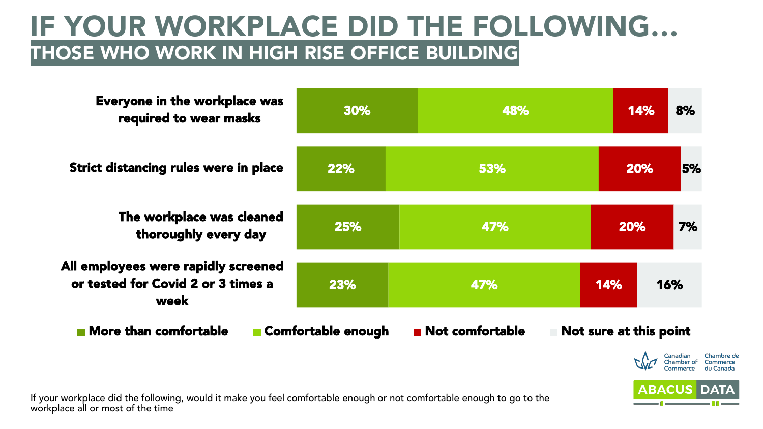# IF YOUR WORKPLACE DID THE FOLLOWING…

## THOSE WHO WORK IN HIGH RISE OFFICE BUILDING

| | More than comfortable | Comfortable enough | Not comfortable | Not sure at this point |
|---|---|---|---|---|
| Everyone in the workplace was required to wear masks | 30% | 48% | 14% | 8% |
| Strict distancing rules were in place | 22% | 53% | 20% | 5% |
| The workplace was cleaned thoroughly every day | 25% | 47% | 20% | 7% |
| All employees were rapidly screened or tested for Covid 2 or 3 times a week | 23% | 47% | 14% | 16% |

If your workplace did the following, would it make you feel comfortable enough or not comfortable enough to go to the workplace all or most of the time

Canadian Chamber of Commerce | Chambre de Commerce du Canada

ABACUS DATA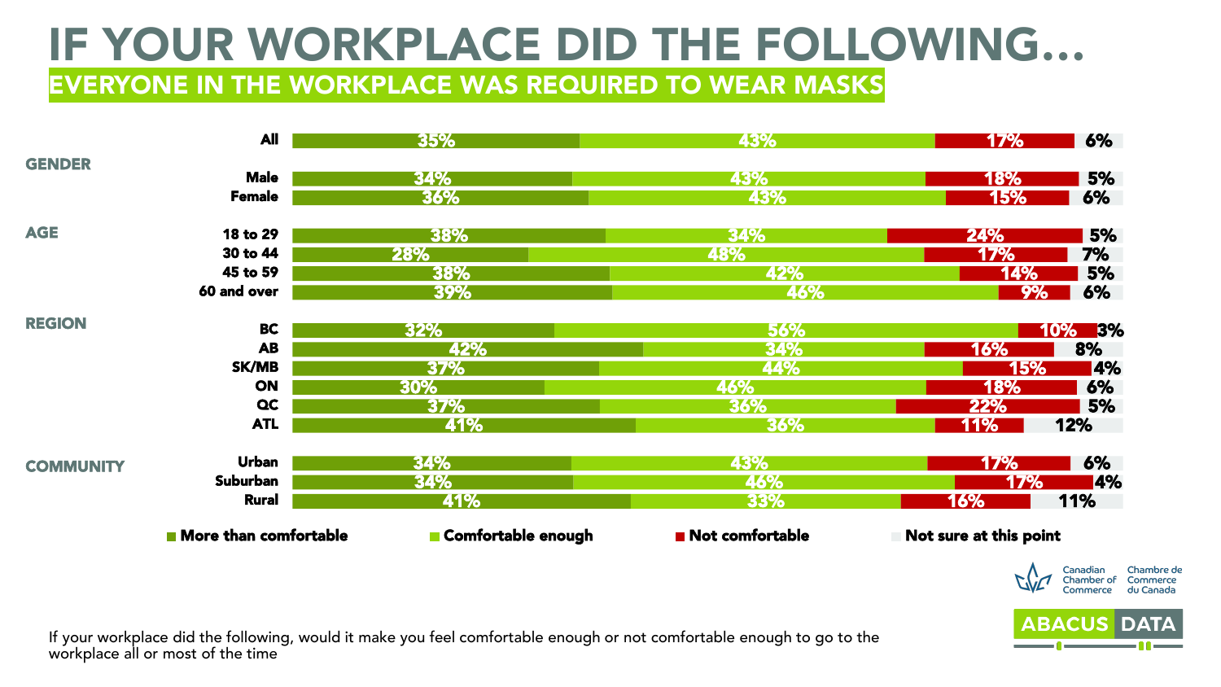# IF YOUR WORKPLACE DID THE FOLLOWING…

## EVERYONE IN THE WORKPLACE WAS REQUIRED TO WEAR MASKS

| | | More than comfortable | Comfortable enough | Not comfortable | Not sure at this point |
|---|---|---|---|---|---|
| | All | 35% | 43% | 17% | 6% |
| **GENDER** | Male | 34% | 43% | 18% | 5% |
| | Female | 36% | 43% | 15% | 6% |
| **AGE** | 18 to 29 | 38% | 34% | 24% | 5% |
| | 30 to 44 | 28% | 48% | 17% | 7% |
| | 45 to 59 | 38% | 42% | 14% | 5% |
| | 60 and over | 39% | 46% | 9% | 6% |
| **REGION** | BC | 32% | 56% | 10% | 3% |
| | AB | 42% | 34% | 16% | 8% |
| | SK/MB | 37% | 44% | 15% | 4% |
| | ON | 30% | 46% | 18% | 6% |
| | QC | 37% | 36% | 22% | 5% |
| | ATL | 41% | 36% | 11% | 12% |
| **COMMUNITY** | Urban | 34% | 43% | 17% | 6% |
| | Suburban | 34% | 46% | 17% | 4% |
| | Rural | 41% | 33% | 16% | 11% |

If your workplace did the following, would it make you feel comfortable enough or not comfortable enough to go to the workplace all or most of the time

Canadian Chamber of Commerce | Chambre de Commerce du Canada

ABACUS DATA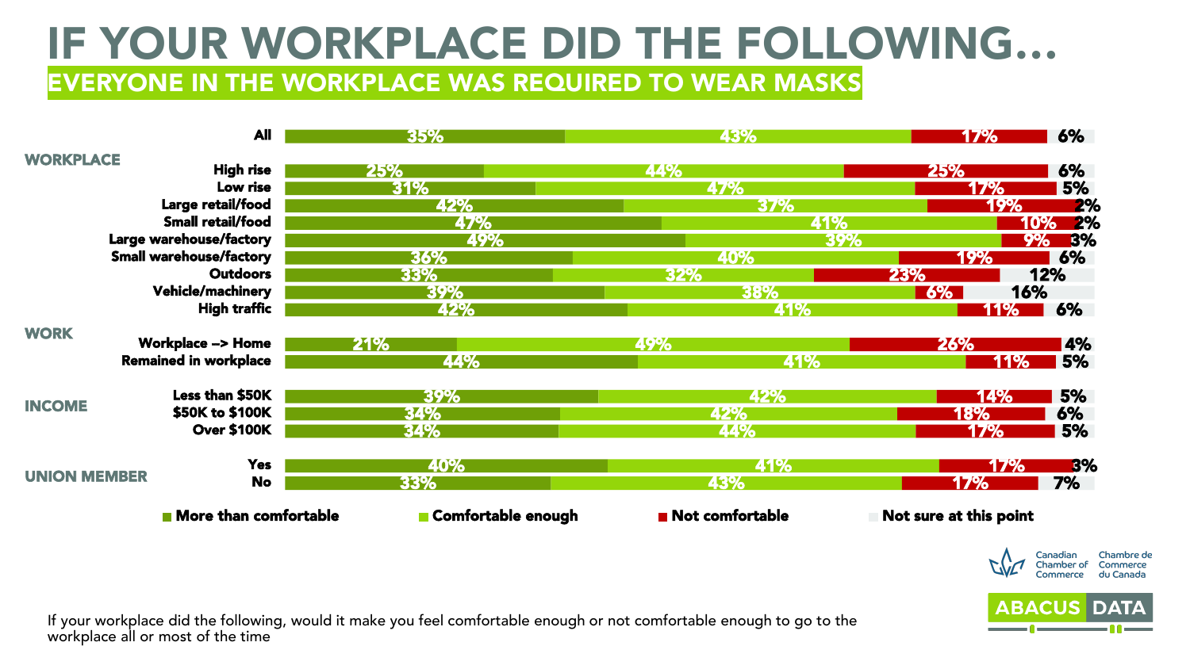# IF YOUR WORKPLACE DID THE FOLLOWING…

## EVERYONE IN THE WORKPLACE WAS REQUIRED TO WEAR MASKS

| | | More than comfortable | Comfortable enough | Not comfortable | Not sure at this point |
|---|---|---|---|---|---|
| | All | 35% | 43% | 17% | 6% |
| WORKPLACE | High rise | 25% | 44% | 25% | 6% |
| | Low rise | 31% | 47% | 17% | 5% |
| | Large retail/food | 42% | 37% | 19% | 2% |
| | Small retail/food | 47% | 41% | 10% | 2% |
| | Large warehouse/factory | 49% | 39% | 9% | 3% |
| | Small warehouse/factory | 36% | 40% | 19% | 6% |
| | Outdoors | 33% | 32% | 23% | 12% |
| | Vehicle/machinery | 39% | 38% | 6% | 16% |
| | High traffic | 42% | 41% | 11% | 6% |
| WORK | Workplace --> Home | 21% | 49% | 26% | 4% |
| | Remained in workplace | 44% | 41% | 11% | 5% |
| INCOME | Less than $50K | 39% | 42% | 14% | 5% |
| | $50K to $100K | 34% | 42% | 18% | 6% |
| | Over $100K | 34% | 44% | 17% | 5% |
| UNION MEMBER | Yes | 40% | 41% | 17% | 3% |
| | No | 33% | 43% | 17% | 7% |

If your workplace did the following, would it make you feel comfortable enough or not comfortable enough to go to the workplace all or most of the time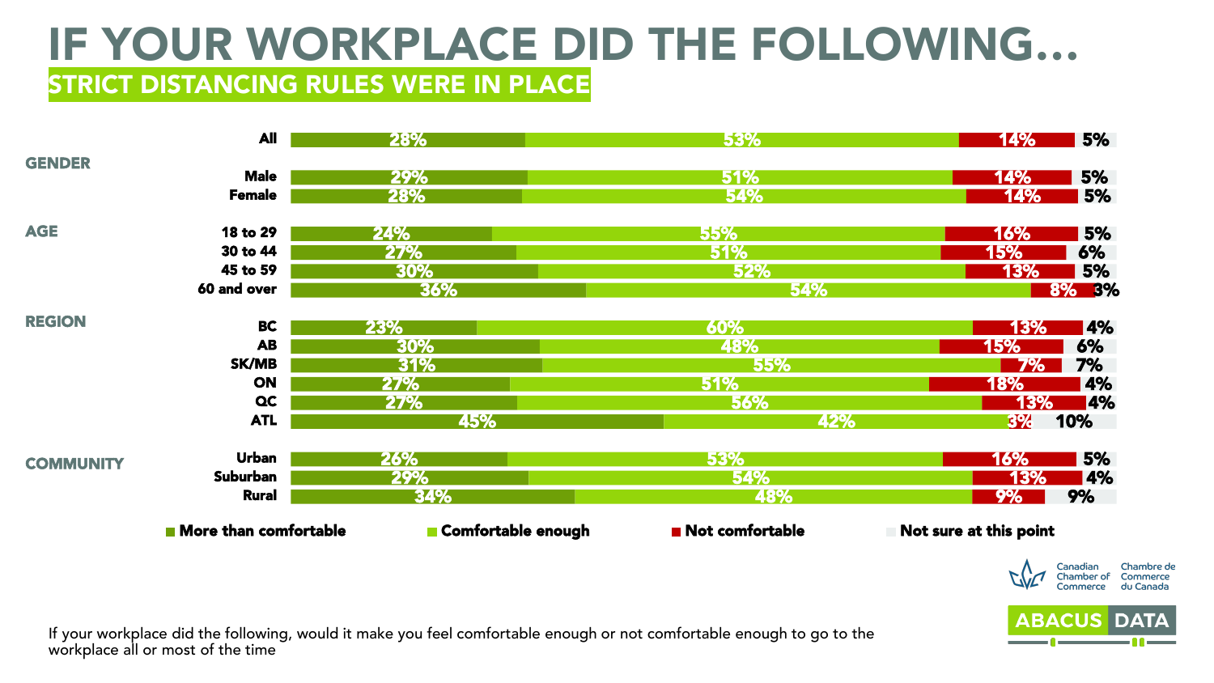# IF YOUR WORKPLACE DID THE FOLLOWING…

## STRICT DISTANCING RULES WERE IN PLACE

| | | More than comfortable | Comfortable enough | Not comfortable | Not sure at this point |
|---|---|---|---|---|---|
| | All | 28% | 53% | 14% | 5% |
| GENDER | Male | 29% | 51% | 14% | 5% |
| | Female | 28% | 54% | 14% | 5% |
| AGE | 18 to 29 | 24% | 55% | 16% | 5% |
| | 30 to 44 | 27% | 51% | 15% | 6% |
| | 45 to 59 | 30% | 52% | 13% | 5% |
| | 60 and over | 36% | 54% | 8% | 3% |
| REGION | BC | 23% | 60% | 13% | 4% |
| | AB | 30% | 48% | 15% | 6% |
| | SK/MB | 31% | 55% | 7% | 7% |
| | ON | 27% | 51% | 18% | 4% |
| | QC | 27% | 56% | 13% | 4% |
| | ATL | 45% | 42% | 3% | 10% |
| COMMUNITY | Urban | 26% | 53% | 16% | 5% |
| | Suburban | 29% | 54% | 13% | 4% |
| | Rural | 34% | 48% | 9% | 9% |

If your workplace did the following, would it make you feel comfortable enough or not comfortable enough to go to the workplace all or most of the time

Canadian Chamber of Commerce | Chambre de Commerce du Canada

ABACUS DATA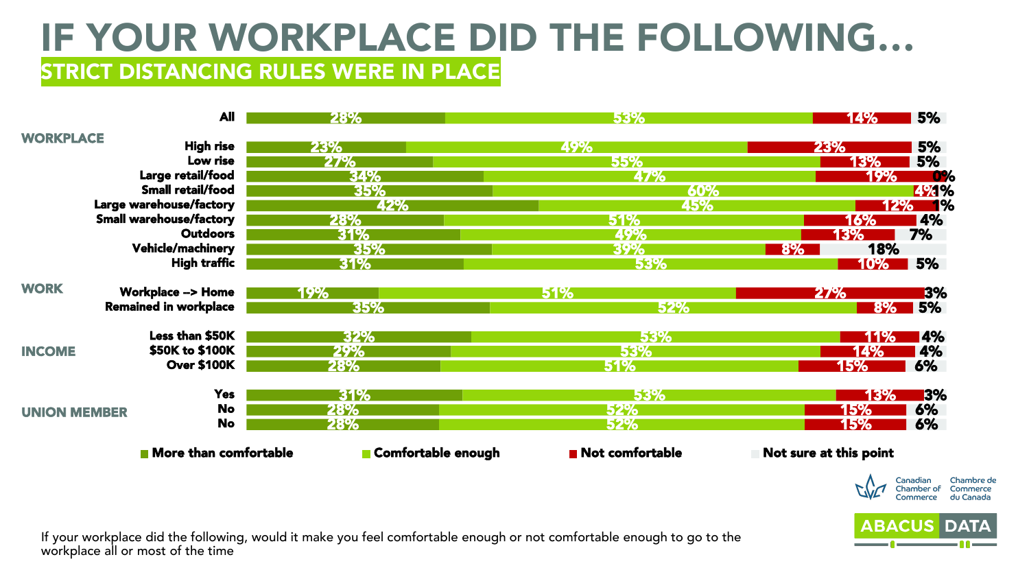# IF YOUR WORKPLACE DID THE FOLLOWING…

## STRICT DISTANCING RULES WERE IN PLACE

| Group | Category | More than comfortable | Comfortable enough | Not comfortable | Not sure at this point |
|---|---|---|---|---|---|
| | All | 28% | 53% | 14% | 5% |
| WORKPLACE | High rise | 23% | 49% | 23% | 5% |
| | Low rise | 27% | 55% | 13% | 5% |
| | Large retail/food | 34% | 47% | 19% | 0% |
| | Small retail/food | 35% | 60% | 4% | 1% |
| | Large warehouse/factory | 42% | 45% | 12% | 1% |
| | Small warehouse/factory | 28% | 51% | 16% | 4% |
| | Outdoors | 31% | 49% | 13% | 7% |
| | Vehicle/machinery | 35% | 39% | 8% | 18% |
| | High traffic | 31% | 53% | 10% | 5% |
| WORK | Workplace –> Home | 19% | 51% | 27% | 3% |
| | Remained in workplace | 35% | 52% | 8% | 5% |
| INCOME | Less than $50K | 32% | 53% | 11% | 4% |
| | $50K to $100K | 29% | 53% | 14% | 4% |
| | Over $100K | 28% | 51% | 15% | 6% |
| UNION MEMBER | Yes | 31% | 53% | 13% | 3% |
| | No | 28% | 52% | 15% | 6% |
| | No | 28% | 52% | 15% | 6% |

If your workplace did the following, would it make you feel comfortable enough or not comfortable enough to go to the workplace all or most of the time

Canadian Chamber of Commerce | Chambre de Commerce du Canada

ABACUS DATA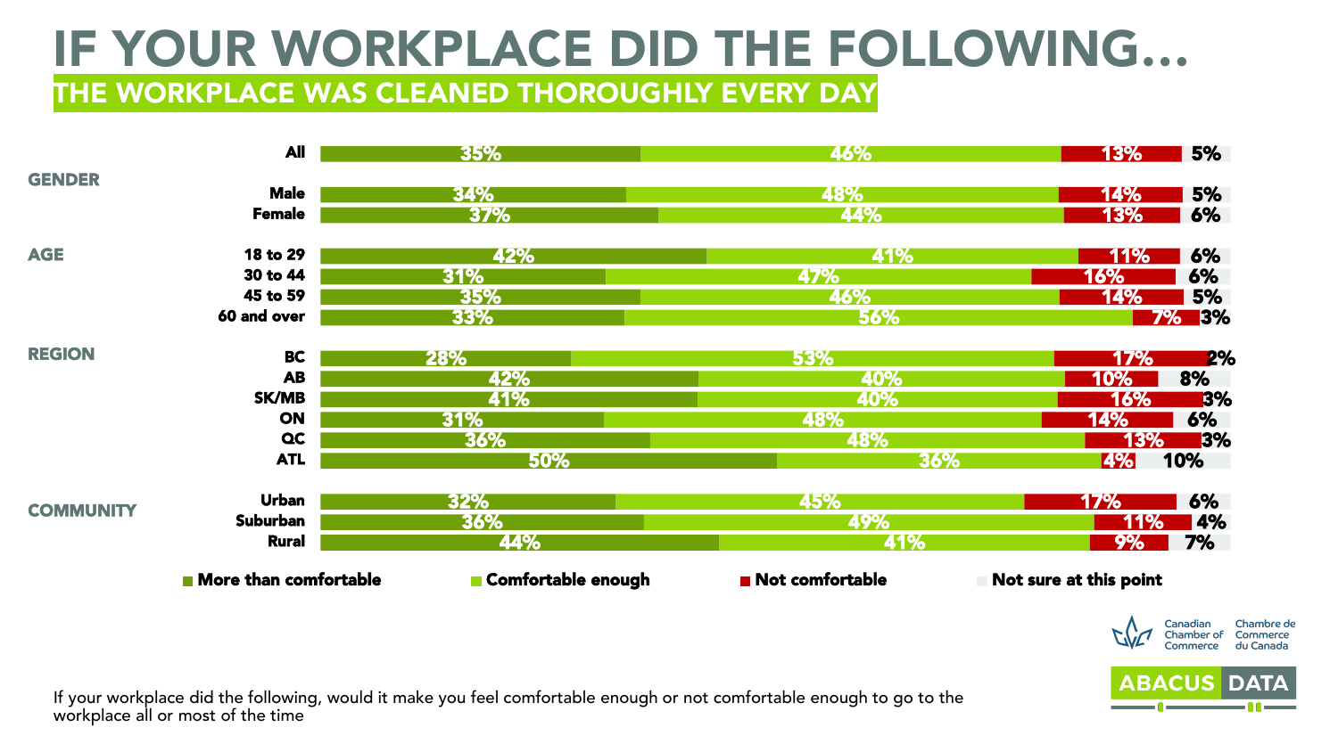# IF YOUR WORKPLACE DID THE FOLLOWING…

## THE WORKPLACE WAS CLEANED THOROUGHLY EVERY DAY

| Group | | More than comfortable | Comfortable enough | Not comfortable | Not sure at this point |
|---|---|---|---|---|---|
| | All | 35% | 46% | 13% | 5% |
| GENDER | Male | 34% | 48% | 14% | 5% |
| | Female | 37% | 44% | 13% | 6% |
| AGE | 18 to 29 | 42% | 41% | 11% | 6% |
| | 30 to 44 | 31% | 47% | 16% | 6% |
| | 45 to 59 | 35% | 46% | 14% | 5% |
| | 60 and over | 33% | 56% | 7% | 3% |
| REGION | BC | 28% | 53% | 17% | 2% |
| | AB | 42% | 40% | 10% | 8% |
| | SK/MB | 41% | 40% | 16% | 3% |
| | ON | 31% | 48% | 14% | 6% |
| | QC | 36% | 48% | 13% | 3% |
| | ATL | 50% | 36% | 4% | 10% |
| COMMUNITY | Urban | 32% | 45% | 17% | 6% |
| | Suburban | 36% | 49% | 11% | 4% |
| | Rural | 44% | 41% | 9% | 7% |

If your workplace did the following, would it make you feel comfortable enough or not comfortable enough to go to the workplace all or most of the time

Canadian Chamber of Commerce | Chambre de Commerce du Canada

ABACUS DATA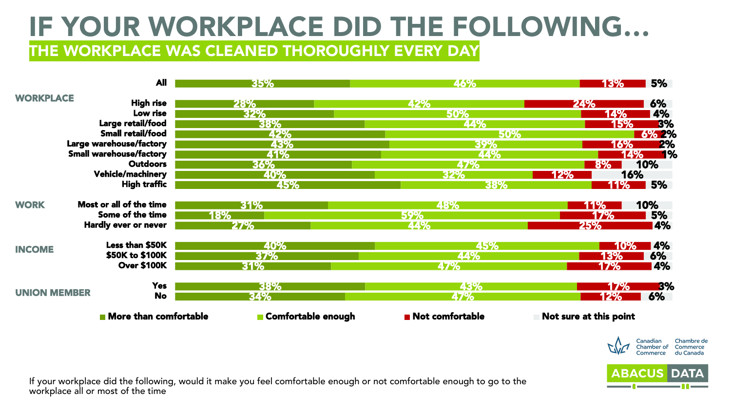# IF YOUR WORKPLACE DID THE FOLLOWING…

## THE WORKPLACE WAS CLEANED THOROUGHLY EVERY DAY

| Group | | More than comfortable | Comfortable enough | Not comfortable | Not sure at this point |
|---|---|---|---|---|---|
| | All | 35% | 46% | 13% | 5% |
| WORKPLACE | High rise | 28% | 42% | 24% | 6% |
| | Low rise | 32% | 50% | 14% | 4% |
| | Large retail/food | 38% | 44% | 15% | 3% |
| | Small retail/food | 42% | 50% | 6% | 2% |
| | Large warehouse/factory | 43% | 39% | 16% | 2% |
| | Small warehouse/factory | 41% | 44% | 14% | 1% |
| | Outdoors | 36% | 47% | 8% | 10% |
| | Vehicle/machinery | 40% | 32% | 12% | 16% |
| | High traffic | 45% | 38% | 11% | 5% |
| WORK | Most or all of the time | 31% | 48% | 11% | 10% |
| | Some of the time | 18% | 59% | 17% | 5% |
| | Hardly ever or never | 27% | 44% | 25% | 4% |
| INCOME | Less than $50K | 40% | 45% | 10% | 4% |
| | $50K to $100K | 37% | 44% | 13% | 6% |
| | Over $100K | 31% | 47% | 17% | 4% |
| UNION MEMBER | Yes | 38% | 43% | 17% | 3% |
| | No | 34% | 47% | 12% | 6% |

If your workplace did the following, would it make you feel comfortable enough or not comfortable enough to go to the workplace all or most of the time

Canadian Chamber of Commerce | Chambre de Commerce du Canada

ABACUS DATA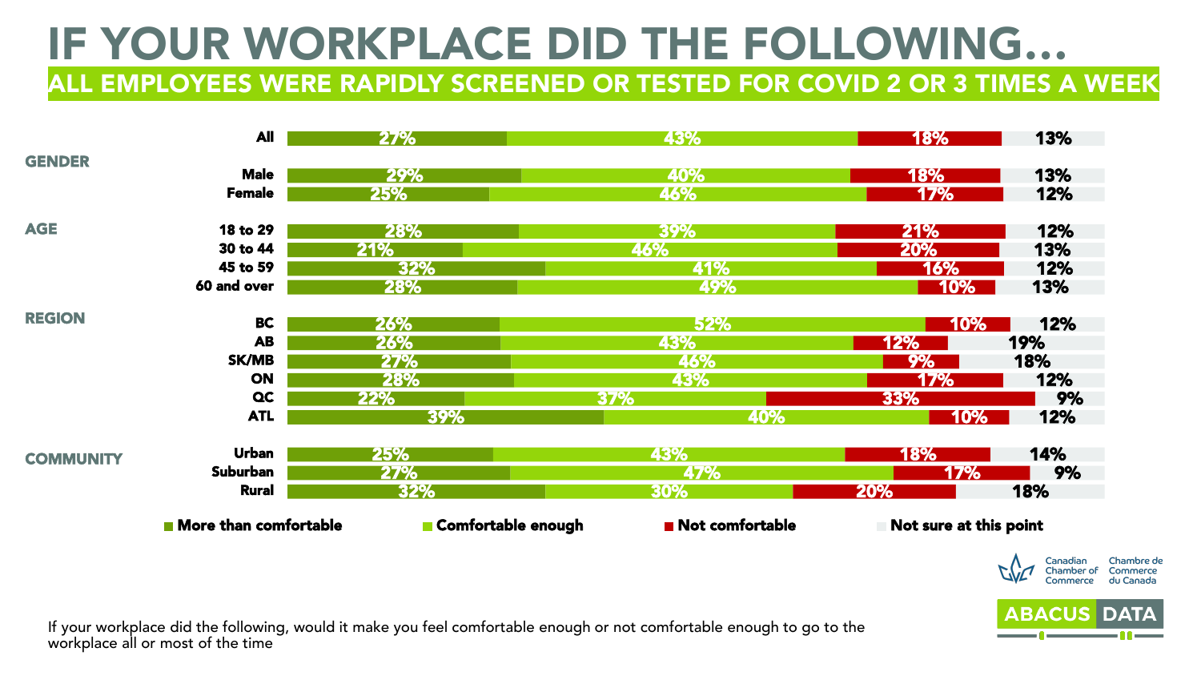# IF YOUR WORKPLACE DID THE FOLLOWING…

## ALL EMPLOYEES WERE RAPIDLY SCREENED OR TESTED FOR COVID 2 OR 3 TIMES A WEEK

| | | More than comfortable | Comfortable enough | Not comfortable | Not sure at this point |
|---|---|---|---|---|---|
| | All | 27% | 43% | 18% | 13% |
| GENDER | Male | 29% | 40% | 18% | 13% |
| | Female | 25% | 46% | 17% | 12% |
| AGE | 18 to 29 | 28% | 39% | 21% | 12% |
| | 30 to 44 | 21% | 46% | 20% | 13% |
| | 45 to 59 | 32% | 41% | 16% | 12% |
| | 60 and over | 28% | 49% | 10% | 13% |
| REGION | BC | 26% | 52% | 10% | 12% |
| | AB | 26% | 43% | 12% | 19% |
| | SK/MB | 27% | 46% | 9% | 18% |
| | ON | 28% | 43% | 17% | 12% |
| | QC | 22% | 37% | 33% | 9% |
| | ATL | 39% | 40% | 10% | 12% |
| COMMUNITY | Urban | 25% | 43% | 18% | 14% |
| | Suburban | 27% | 47% | 17% | 9% |
| | Rural | 32% | 30% | 20% | 18% |

If your workplace did the following, would it make you feel comfortable enough or not comfortable enough to go to the workplace all or most of the time

Canadian Chamber of Commerce | Chambre de Commerce du Canada

ABACUS DATA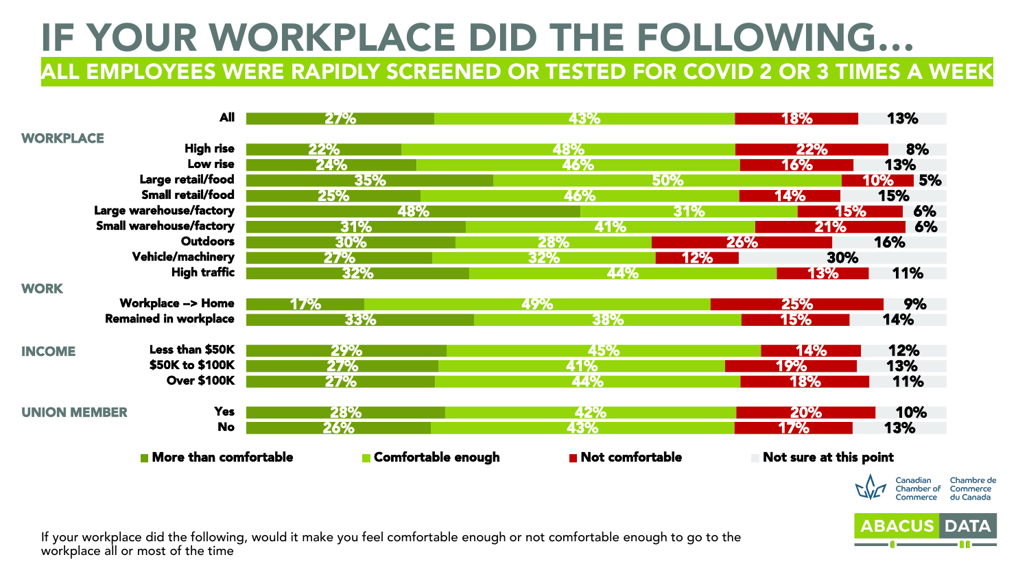# IF YOUR WORKPLACE DID THE FOLLOWING…

## ALL EMPLOYEES WERE RAPIDLY SCREENED OR TESTED FOR COVID 2 OR 3 TIMES A WEEK

| | | More than comfortable | Comfortable enough | Not comfortable | Not sure at this point |
|---|---|---|---|---|---|
| | All | 27% | 43% | 18% | 13% |
| **WORKPLACE** | High rise | 22% | 48% | 22% | 8% |
| | Low rise | 24% | 46% | 16% | 13% |
| | Large retail/food | 35% | 50% | 10% | 5% |
| | Small retail/food | 25% | 46% | 14% | 15% |
| | Large warehouse/factory | 48% | 31% | 15% | 6% |
| | Small warehouse/factory | 31% | 41% | 21% | 6% |
| | Outdoors | 30% | 28% | 26% | 16% |
| | Vehicle/machinery | 27% | 32% | 12% | 30% |
| | High traffic | 32% | 44% | 13% | 11% |
| **WORK** | Workplace --> Home | 17% | 49% | 25% | 9% |
| | Remained in workplace | 33% | 38% | 15% | 14% |
| **INCOME** | Less than $50K | 29% | 45% | 14% | 12% |
| | $50K to $100K | 27% | 41% | 19% | 13% |
| | Over $100K | 27% | 44% | 18% | 11% |
| **UNION MEMBER** | Yes | 28% | 42% | 20% | 10% |
| | No | 26% | 43% | 17% | 13% |

If your workplace did the following, would it make you feel comfortable enough or not comfortable enough to go to the workplace all or most of the time

Canadian Chamber of Commerce | Chambre de Commerce du Canada

ABACUS DATA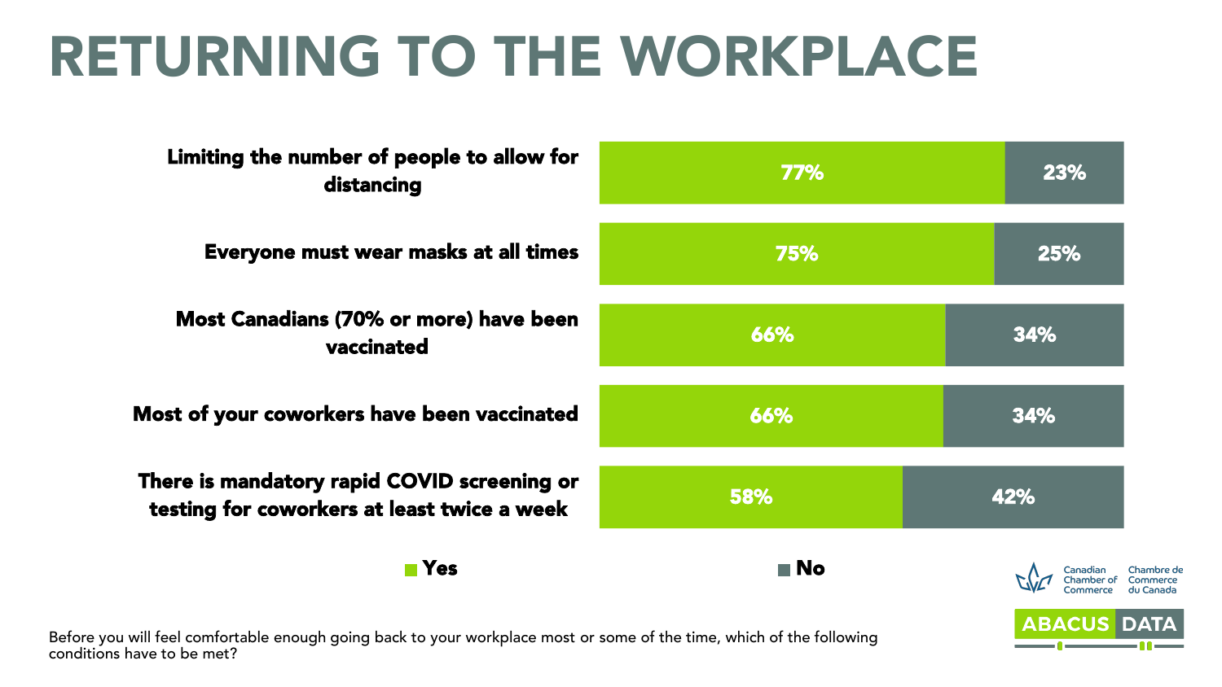# RETURNING TO THE WORKPLACE

| Condition | Yes | No |
| --- | --- | --- |
| Limiting the number of people to allow for distancing | 77% | 23% |
| Everyone must wear masks at all times | 75% | 25% |
| Most Canadians (70% or more) have been vaccinated | 66% | 34% |
| Most of your coworkers have been vaccinated | 66% | 34% |
| There is mandatory rapid COVID screening or testing for coworkers at least twice a week | 58% | 42% |

Before you will feel comfortable enough going back to your workplace most or some of the time, which of the following conditions have to be met?

Canadian Chamber of Commerce | Chambre de Commerce du Canada

ABACUS DATA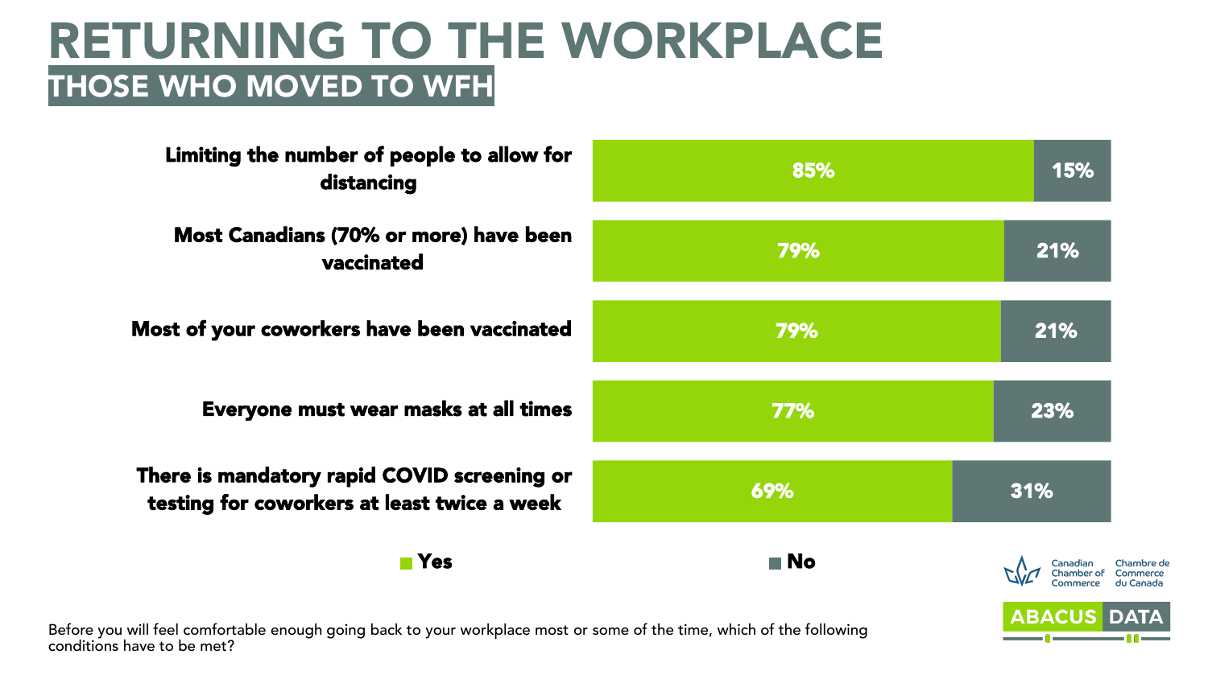# RETURNING TO THE WORKPLACE

## THOSE WHO MOVED TO WFH

| Condition | Yes | No |
| --- | --- | --- |
| Limiting the number of people to allow for distancing | 85% | 15% |
| Most Canadians (70% or more) have been vaccinated | 79% | 21% |
| Most of your coworkers have been vaccinated | 79% | 21% |
| Everyone must wear masks at all times | 77% | 23% |
| There is mandatory rapid COVID screening or testing for coworkers at least twice a week | 69% | 31% |

Before you will feel comfortable enough going back to your workplace most or some of the time, which of the following conditions have to be met?

Canadian Chamber of Commerce | Chambre de Commerce du Canada

ABACUS DATA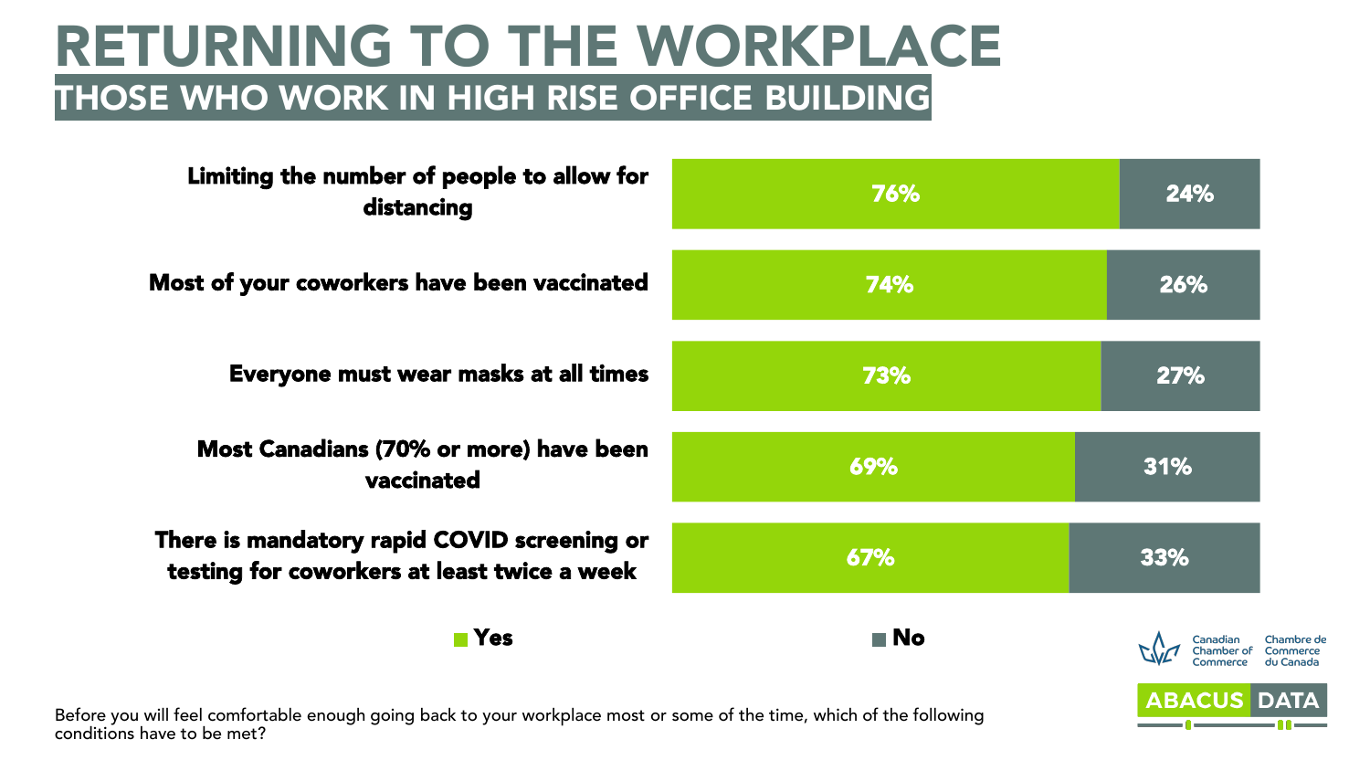# RETURNING TO THE WORKPLACE

## THOSE WHO WORK IN HIGH RISE OFFICE BUILDING

| Condition | Yes | No |
|---|---|---|
| Limiting the number of people to allow for distancing | 76% | 24% |
| Most of your coworkers have been vaccinated | 74% | 26% |
| Everyone must wear masks at all times | 73% | 27% |
| Most Canadians (70% or more) have been vaccinated | 69% | 31% |
| There is mandatory rapid COVID screening or testing for coworkers at least twice a week | 67% | 33% |

Before you will feel comfortable enough going back to your workplace most or some of the time, which of the following conditions have to be met?

Canadian Chamber of Commerce | Chambre de Commerce du Canada

ABACUS DATA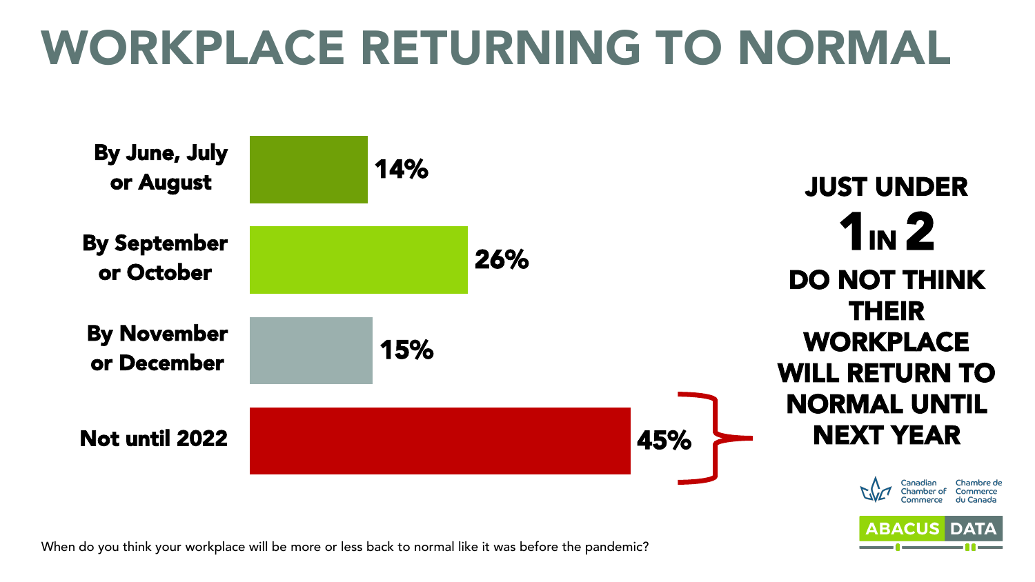# WORKPLACE RETURNING TO NORMAL

| Response | Percentage |
| --- | --- |
| By June, July or August | 14% |
| By September or October | 26% |
| By November or December | 15% |
| Not until 2022 | 45% |

**JUST UNDER 1 IN 2 DO NOT THINK THEIR WORKPLACE WILL RETURN TO NORMAL UNTIL NEXT YEAR**

When do you think your workplace will be more or less back to normal like it was before the pandemic?

Canadian Chamber of Commerce | Chambre de Commerce du Canada

ABACUS DATA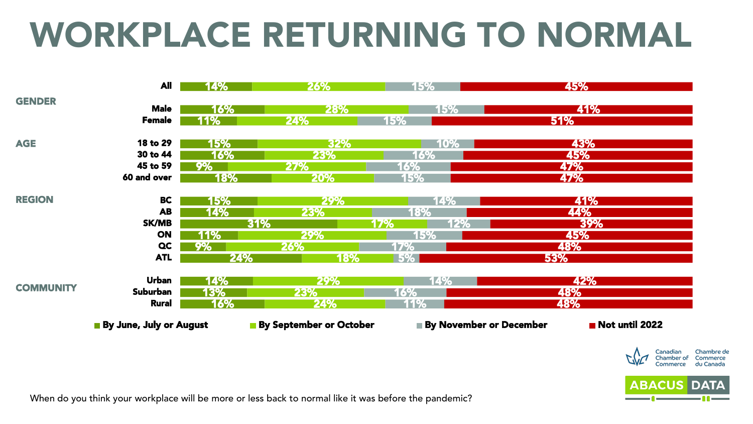# WORKPLACE RETURNING TO NORMAL

| | | By June, July or August | By September or October | By November or December | Not until 2022 |
|---|---|---|---|---|---|
| | All | 14% | 26% | 15% | 45% |
| **GENDER** | Male | 16% | 28% | 15% | 41% |
| | Female | 11% | 24% | 15% | 51% |
| **AGE** | 18 to 29 | 15% | 32% | 10% | 43% |
| | 30 to 44 | 16% | 23% | 16% | 45% |
| | 45 to 59 | 9% | 27% | 16% | 47% |
| | 60 and over | 18% | 20% | 15% | 47% |
| **REGION** | BC | 15% | 29% | 14% | 41% |
| | AB | 14% | 23% | 18% | 44% |
| | SK/MB | 31% | 17% | 12% | 39% |
| | ON | 11% | 29% | 15% | 45% |
| | QC | 9% | 26% | 17% | 48% |
| | ATL | 24% | 18% | 5% | 53% |
| **COMMUNITY** | Urban | 14% | 29% | 14% | 42% |
| | Suburban | 13% | 23% | 16% | 48% |
| | Rural | 16% | 24% | 11% | 48% |

Canadian Chamber of Commerce | Chambre de Commerce du Canada

ABACUS DATA

When do you think your workplace will be more or less back to normal like it was before the pandemic?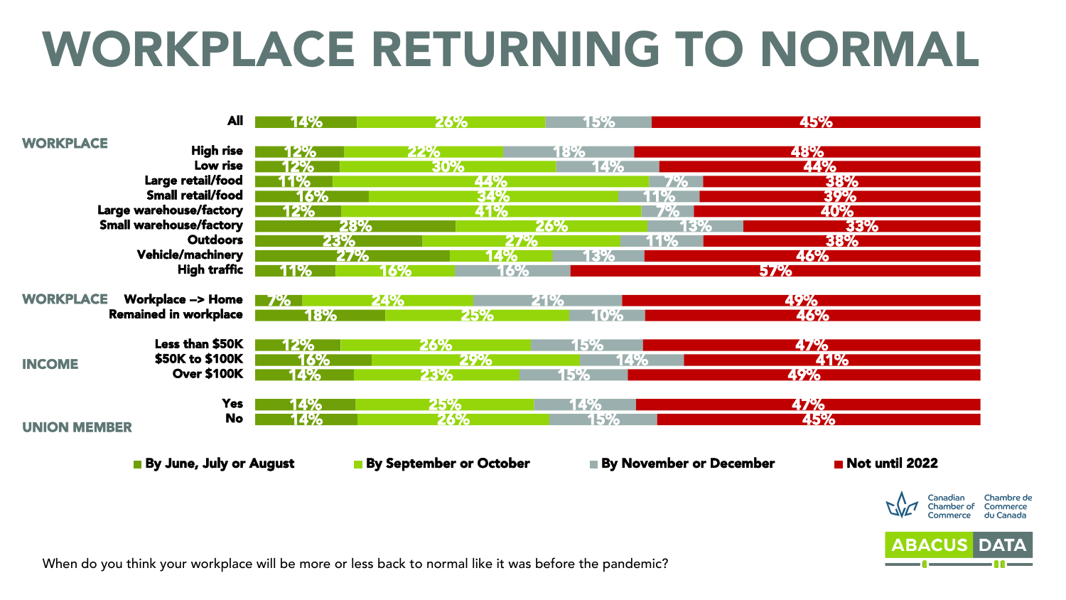# WORKPLACE RETURNING TO NORMAL

All 14% 26% 15% 45%

WORKPLACE

High rise 12% 22% 18% 48%

Low rise 12% 30% 14% 44%

Large retail/food 11% 44% 7% 38%

Small retail/food 16% 34% 11% 39%

Large warehouse/factory 12% 41% 7% 40%

Small warehouse/factory 28% 26% 13% 33%

Outdoors 23% 27% 11% 38%

Vehicle/machinery 27% 14% 13% 46%

High traffic 11% 16% 16% 57%

WORKPLACE

Workplace –> Home 7% 24% 21% 49%

Remained in workplace 18% 25% 10% 46%

INCOME

Less than $50K 12% 26% 15% 47%

$50K to $100K 16% 29% 14% 41%

Over $100K 14% 23% 15% 49%

UNION MEMBER

Yes 14% 25% 14% 47%

No 14% 26% 15% 45%

By June, July or August | By September or October | By November or December | Not until 2022

Canadian Chamber of Commerce | Chambre de Commerce du Canada

ABACUS DATA

When do you think your workplace will be more or less back to normal like it was before the pandemic?